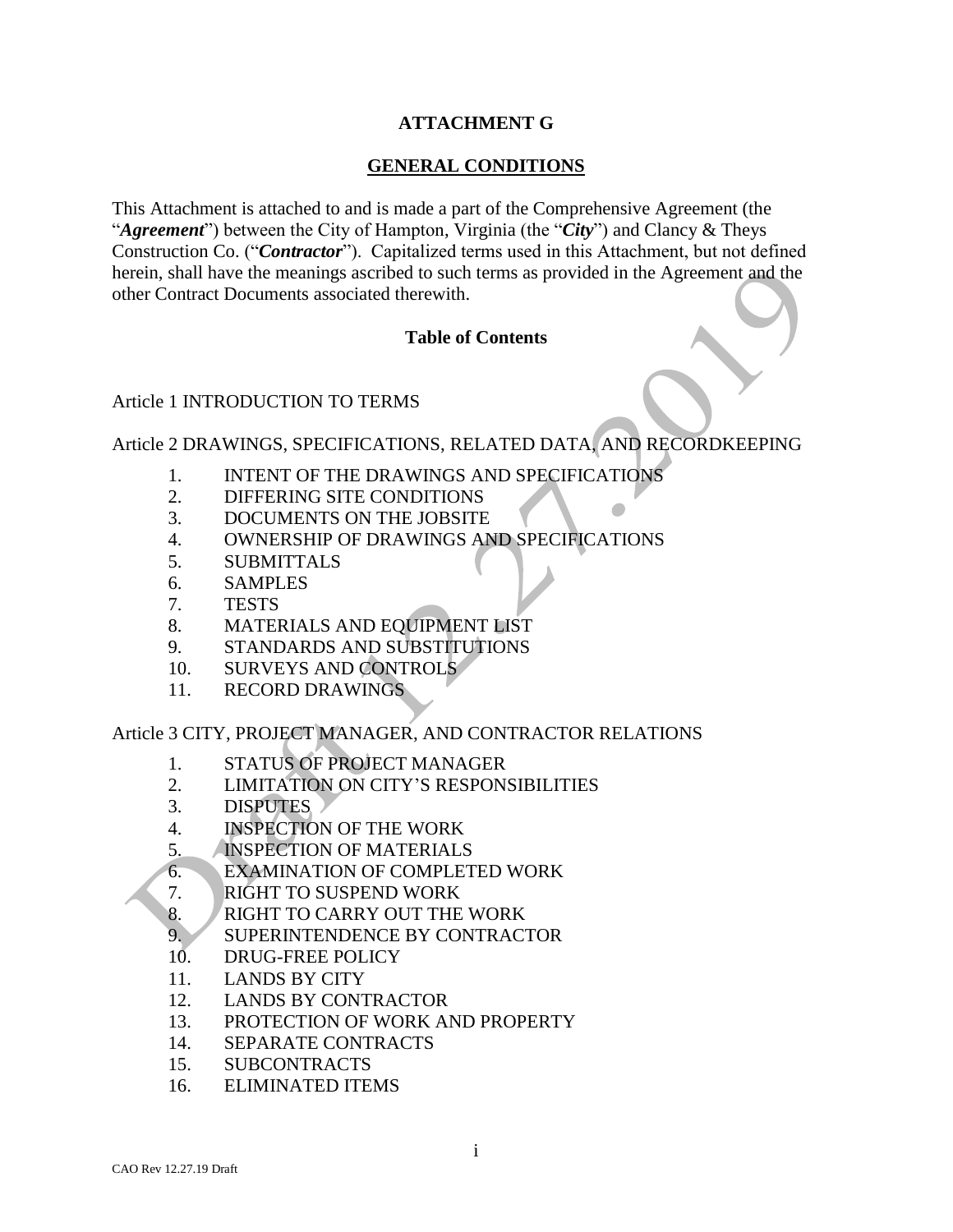# ATTACHMENT G

## GENERAL CONDITIONS

This Attachment is attached to and is made a part of the Comprehensive Agreement (the "***Agreement***") between the City of Hampton, Virginia (the "***City***") and Clancy & Theys Construction Co. ("***Contractor***"). Capitalized terms used in this Attachment, but not defined herein, shall have the meanings ascribed to such terms as provided in the Agreement and the other Contract Documents associated therewith.

**Table of Contents**

Article 1 INTRODUCTION TO TERMS

Article 2 DRAWINGS, SPECIFICATIONS, RELATED DATA, AND RECORDKEEPING

1. INTENT OF THE DRAWINGS AND SPECIFICATIONS
2. DIFFERING SITE CONDITIONS
3. DOCUMENTS ON THE JOBSITE
4. OWNERSHIP OF DRAWINGS AND SPECIFICATIONS
5. SUBMITTALS
6. SAMPLES
7. TESTS
8. MATERIALS AND EQUIPMENT LIST
9. STANDARDS AND SUBSTITUTIONS
10. SURVEYS AND CONTROLS
11. RECORD DRAWINGS

Article 3 CITY, PROJECT MANAGER, AND CONTRACTOR RELATIONS

1. STATUS OF PROJECT MANAGER
2. LIMITATION ON CITY'S RESPONSIBILITIES
3. DISPUTES
4. INSPECTION OF THE WORK
5. INSPECTION OF MATERIALS
6. EXAMINATION OF COMPLETED WORK
7. RIGHT TO SUSPEND WORK
8. RIGHT TO CARRY OUT THE WORK
9. SUPERINTENDENCE BY CONTRACTOR
10. DRUG-FREE POLICY
11. LANDS BY CITY
12. LANDS BY CONTRACTOR
13. PROTECTION OF WORK AND PROPERTY
14. SEPARATE CONTRACTS
15. SUBCONTRACTS
16. ELIMINATED ITEMS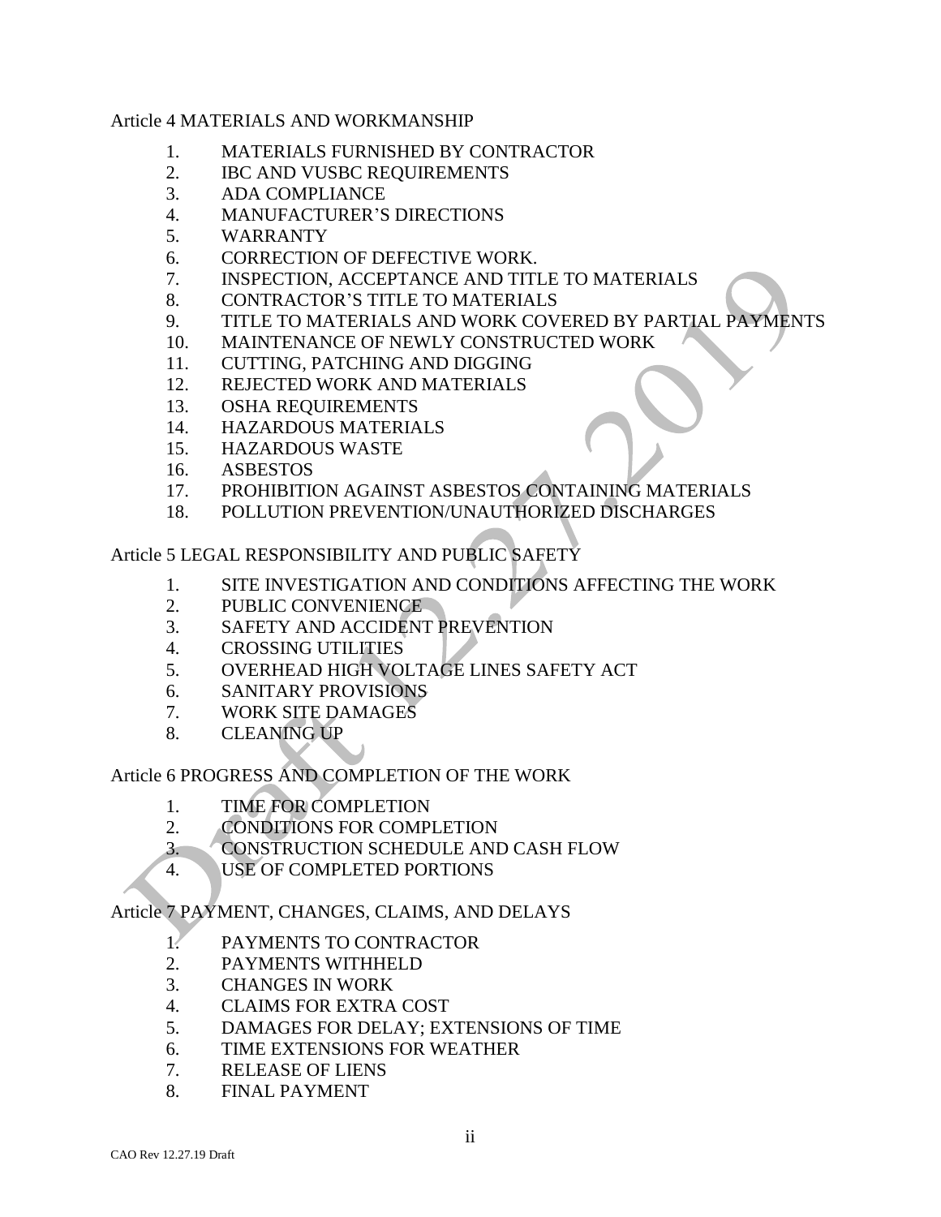Article 4 MATERIALS AND WORKMANSHIP

1. MATERIALS FURNISHED BY CONTRACTOR
2. IBC AND VUSBC REQUIREMENTS
3. ADA COMPLIANCE
4. MANUFACTURER'S DIRECTIONS
5. WARRANTY
6. CORRECTION OF DEFECTIVE WORK.
7. INSPECTION, ACCEPTANCE AND TITLE TO MATERIALS
8. CONTRACTOR'S TITLE TO MATERIALS
9. TITLE TO MATERIALS AND WORK COVERED BY PARTIAL PAYMENTS
10. MAINTENANCE OF NEWLY CONSTRUCTED WORK
11. CUTTING, PATCHING AND DIGGING
12. REJECTED WORK AND MATERIALS
13. OSHA REQUIREMENTS
14. HAZARDOUS MATERIALS
15. HAZARDOUS WASTE
16. ASBESTOS
17. PROHIBITION AGAINST ASBESTOS CONTAINING MATERIALS
18. POLLUTION PREVENTION/UNAUTHORIZED DISCHARGES

Article 5 LEGAL RESPONSIBILITY AND PUBLIC SAFETY

1. SITE INVESTIGATION AND CONDITIONS AFFECTING THE WORK
2. PUBLIC CONVENIENCE
3. SAFETY AND ACCIDENT PREVENTION
4. CROSSING UTILITIES
5. OVERHEAD HIGH VOLTAGE LINES SAFETY ACT
6. SANITARY PROVISIONS
7. WORK SITE DAMAGES
8. CLEANING UP

Article 6 PROGRESS AND COMPLETION OF THE WORK

1. TIME FOR COMPLETION
2. CONDITIONS FOR COMPLETION
3. CONSTRUCTION SCHEDULE AND CASH FLOW
4. USE OF COMPLETED PORTIONS

Article 7 PAYMENT, CHANGES, CLAIMS, AND DELAYS

1. PAYMENTS TO CONTRACTOR
2. PAYMENTS WITHHELD
3. CHANGES IN WORK
4. CLAIMS FOR EXTRA COST
5. DAMAGES FOR DELAY; EXTENSIONS OF TIME
6. TIME EXTENSIONS FOR WEATHER
7. RELEASE OF LIENS
8. FINAL PAYMENT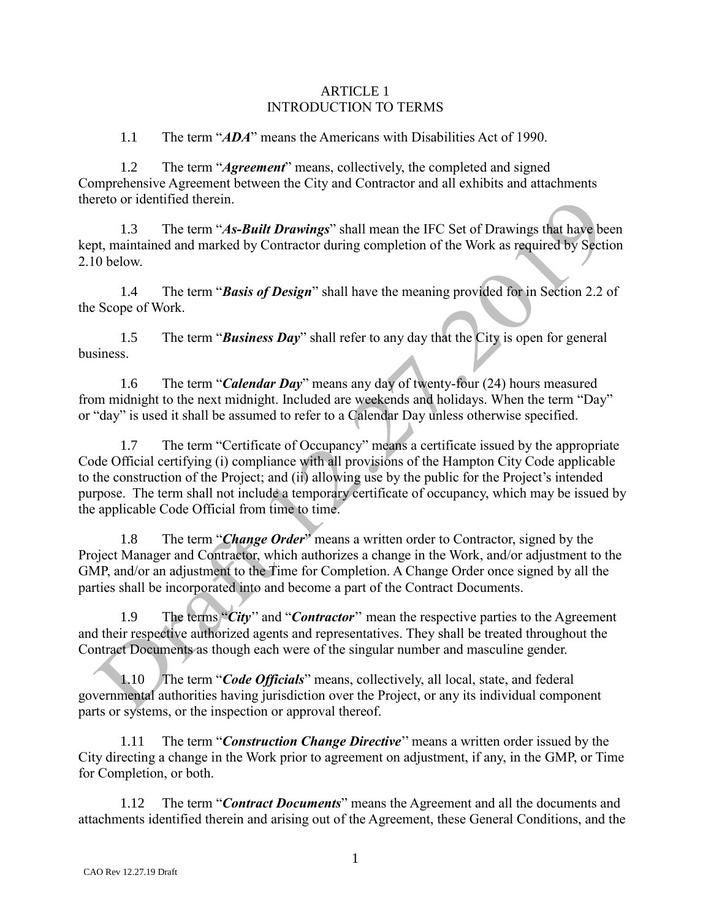# ARTICLE 1
# INTRODUCTION TO TERMS

1.1 The term "***ADA***" means the Americans with Disabilities Act of 1990.

1.2 The term "***Agreement***" means, collectively, the completed and signed Comprehensive Agreement between the City and Contractor and all exhibits and attachments thereto or identified therein.

1.3 The term "***As-Built Drawings***" shall mean the IFC Set of Drawings that have been kept, maintained and marked by Contractor during completion of the Work as required by Section 2.10 below.

1.4 The term "***Basis of Design***" shall have the meaning provided for in Section 2.2 of the Scope of Work.

1.5 The term "***Business Day***" shall refer to any day that the City is open for general business.

1.6 The term "***Calendar Day***" means any day of twenty-four (24) hours measured from midnight to the next midnight. Included are weekends and holidays. When the term "Day" or "day" is used it shall be assumed to refer to a Calendar Day unless otherwise specified.

1.7 The term "Certificate of Occupancy" means a certificate issued by the appropriate Code Official certifying (i) compliance with all provisions of the Hampton City Code applicable to the construction of the Project; and (ii) allowing use by the public for the Project's intended purpose. The term shall not include a temporary certificate of occupancy, which may be issued by the applicable Code Official from time to time.

1.8 The term "***Change Order***" means a written order to Contractor, signed by the Project Manager and Contractor, which authorizes a change in the Work, and/or adjustment to the GMP, and/or an adjustment to the Time for Completion. A Change Order once signed by all the parties shall be incorporated into and become a part of the Contract Documents.

1.9 The terms "***City***" and "***Contractor***" mean the respective parties to the Agreement and their respective authorized agents and representatives. They shall be treated throughout the Contract Documents as though each were of the singular number and masculine gender.

1.10 The term "***Code Officials***" means, collectively, all local, state, and federal governmental authorities having jurisdiction over the Project, or any its individual component parts or systems, or the inspection or approval thereof.

1.11 The term "***Construction Change Directive***" means a written order issued by the City directing a change in the Work prior to agreement on adjustment, if any, in the GMP, or Time for Completion, or both.

1.12 The term "***Contract Documents***" means the Agreement and all the documents and attachments identified therein and arising out of the Agreement, these General Conditions, and the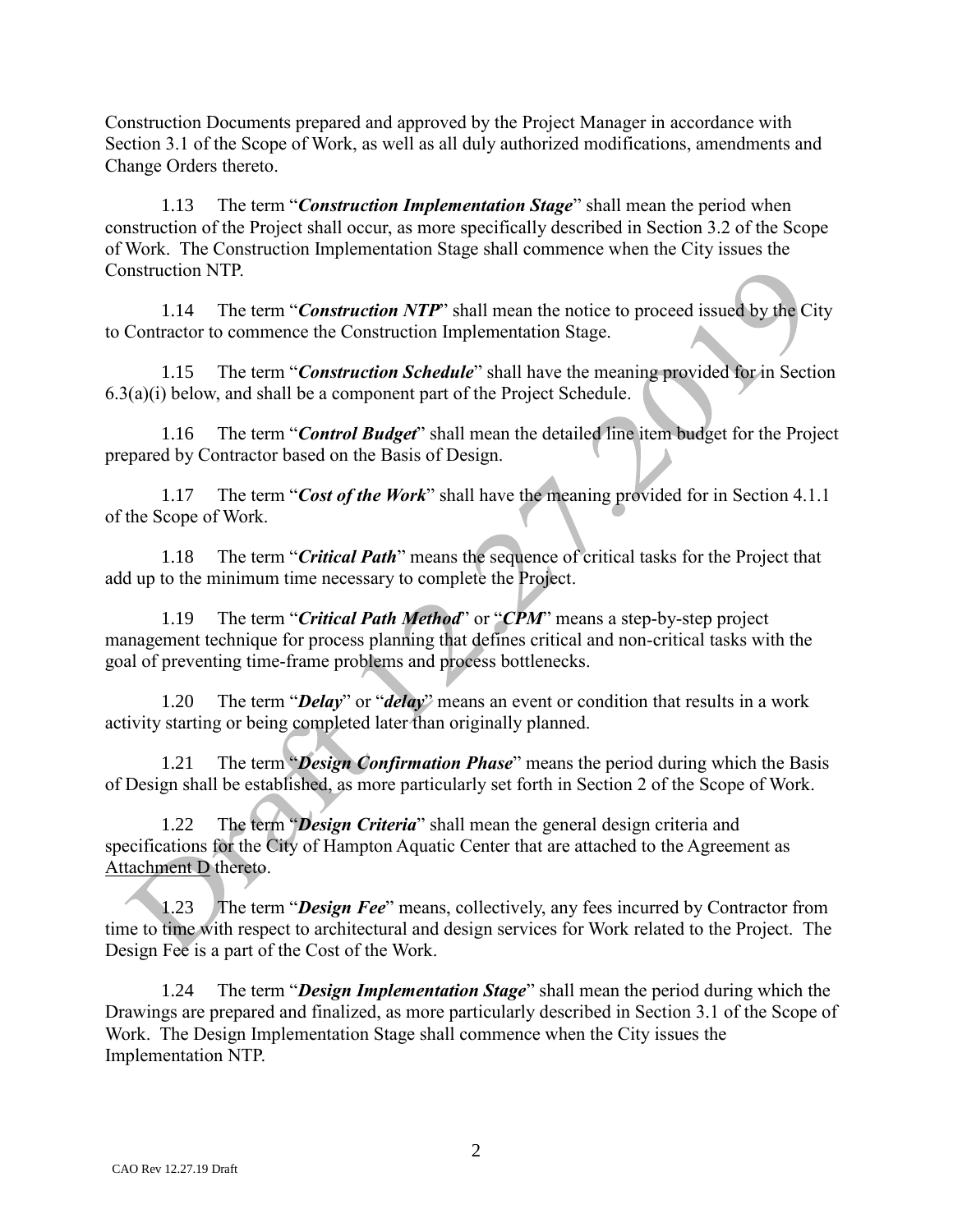Construction Documents prepared and approved by the Project Manager in accordance with Section 3.1 of the Scope of Work, as well as all duly authorized modifications, amendments and Change Orders thereto.

1.13 The term "***Construction Implementation Stage***" shall mean the period when construction of the Project shall occur, as more specifically described in Section 3.2 of the Scope of Work. The Construction Implementation Stage shall commence when the City issues the Construction NTP.

1.14 The term "***Construction NTP***" shall mean the notice to proceed issued by the City to Contractor to commence the Construction Implementation Stage.

1.15 The term "***Construction Schedule***" shall have the meaning provided for in Section 6.3(a)(i) below, and shall be a component part of the Project Schedule.

1.16 The term "***Control Budget***" shall mean the detailed line item budget for the Project prepared by Contractor based on the Basis of Design.

1.17 The term "***Cost of the Work***" shall have the meaning provided for in Section 4.1.1 of the Scope of Work.

1.18 The term "***Critical Path***" means the sequence of critical tasks for the Project that add up to the minimum time necessary to complete the Project.

1.19 The term "***Critical Path Method***" or "***CPM***" means a step-by-step project management technique for process planning that defines critical and non-critical tasks with the goal of preventing time-frame problems and process bottlenecks.

1.20 The term "***Delay***" or "***delay***" means an event or condition that results in a work activity starting or being completed later than originally planned.

1.21 The term "***Design Confirmation Phase***" means the period during which the Basis of Design shall be established, as more particularly set forth in Section 2 of the Scope of Work.

1.22 The term "***Design Criteria***" shall mean the general design criteria and specifications for the City of Hampton Aquatic Center that are attached to the Agreement as Attachment D thereto.

1.23 The term "***Design Fee***" means, collectively, any fees incurred by Contractor from time to time with respect to architectural and design services for Work related to the Project. The Design Fee is a part of the Cost of the Work.

1.24 The term "***Design Implementation Stage***" shall mean the period during which the Drawings are prepared and finalized, as more particularly described in Section 3.1 of the Scope of Work. The Design Implementation Stage shall commence when the City issues the Implementation NTP.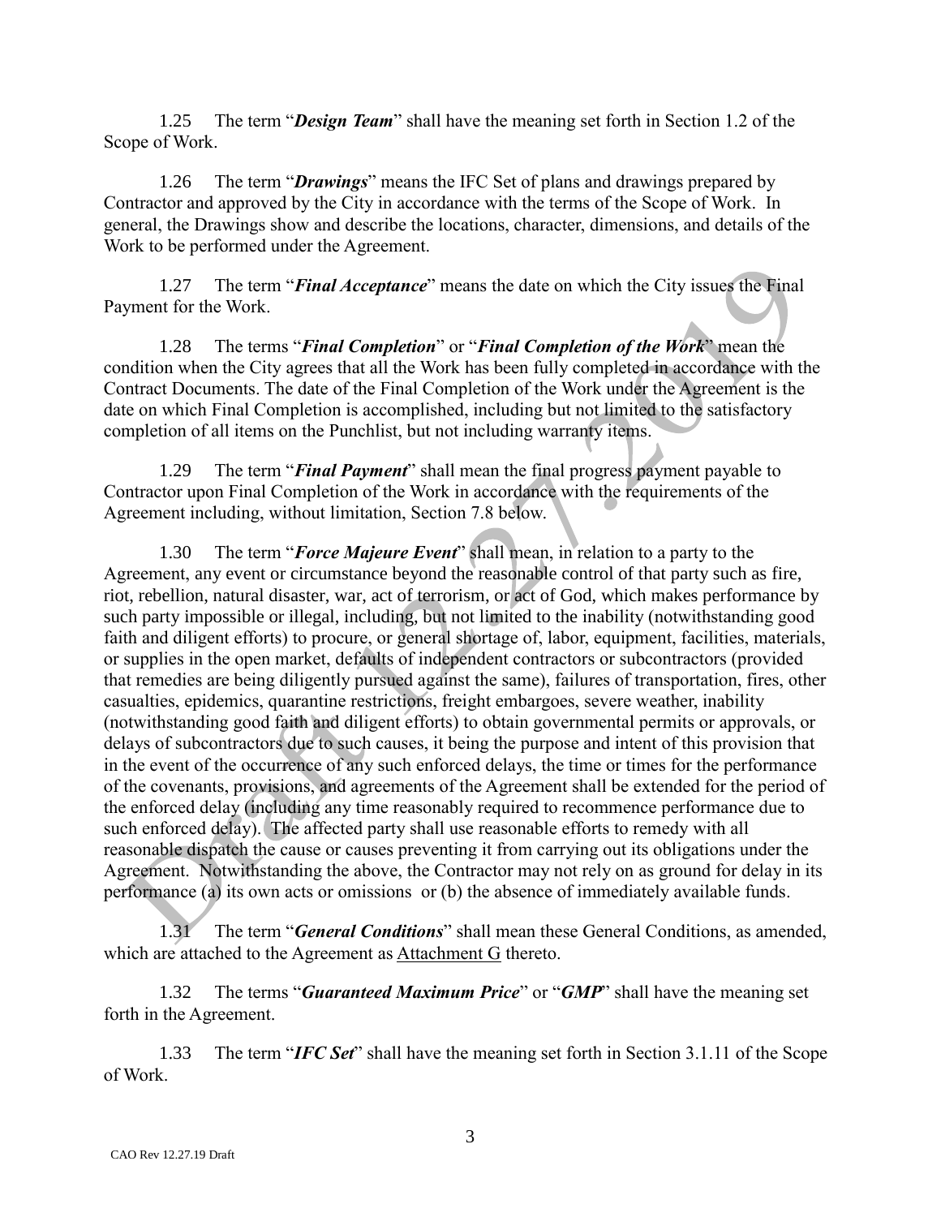1.25 The term "***Design Team***" shall have the meaning set forth in Section 1.2 of the Scope of Work.

1.26 The term "***Drawings***" means the IFC Set of plans and drawings prepared by Contractor and approved by the City in accordance with the terms of the Scope of Work. In general, the Drawings show and describe the locations, character, dimensions, and details of the Work to be performed under the Agreement.

1.27 The term "***Final Acceptance***" means the date on which the City issues the Final Payment for the Work.

1.28 The terms "***Final Completion***" or "***Final Completion of the Work***" mean the condition when the City agrees that all the Work has been fully completed in accordance with the Contract Documents. The date of the Final Completion of the Work under the Agreement is the date on which Final Completion is accomplished, including but not limited to the satisfactory completion of all items on the Punchlist, but not including warranty items.

1.29 The term "***Final Payment***" shall mean the final progress payment payable to Contractor upon Final Completion of the Work in accordance with the requirements of the Agreement including, without limitation, Section 7.8 below.

1.30 The term "***Force Majeure Event***" shall mean, in relation to a party to the Agreement, any event or circumstance beyond the reasonable control of that party such as fire, riot, rebellion, natural disaster, war, act of terrorism, or act of God, which makes performance by such party impossible or illegal, including, but not limited to the inability (notwithstanding good faith and diligent efforts) to procure, or general shortage of, labor, equipment, facilities, materials, or supplies in the open market, defaults of independent contractors or subcontractors (provided that remedies are being diligently pursued against the same), failures of transportation, fires, other casualties, epidemics, quarantine restrictions, freight embargoes, severe weather, inability (notwithstanding good faith and diligent efforts) to obtain governmental permits or approvals, or delays of subcontractors due to such causes, it being the purpose and intent of this provision that in the event of the occurrence of any such enforced delays, the time or times for the performance of the covenants, provisions, and agreements of the Agreement shall be extended for the period of the enforced delay (including any time reasonably required to recommence performance due to such enforced delay). The affected party shall use reasonable efforts to remedy with all reasonable dispatch the cause or causes preventing it from carrying out its obligations under the Agreement. Notwithstanding the above, the Contractor may not rely on as ground for delay in its performance (a) its own acts or omissions or (b) the absence of immediately available funds.

1.31 The term "***General Conditions***" shall mean these General Conditions, as amended, which are attached to the Agreement as Attachment G thereto.

1.32 The terms "***Guaranteed Maximum Price***" or "***GMP***" shall have the meaning set forth in the Agreement.

1.33 The term "***IFC Set***" shall have the meaning set forth in Section 3.1.11 of the Scope of Work.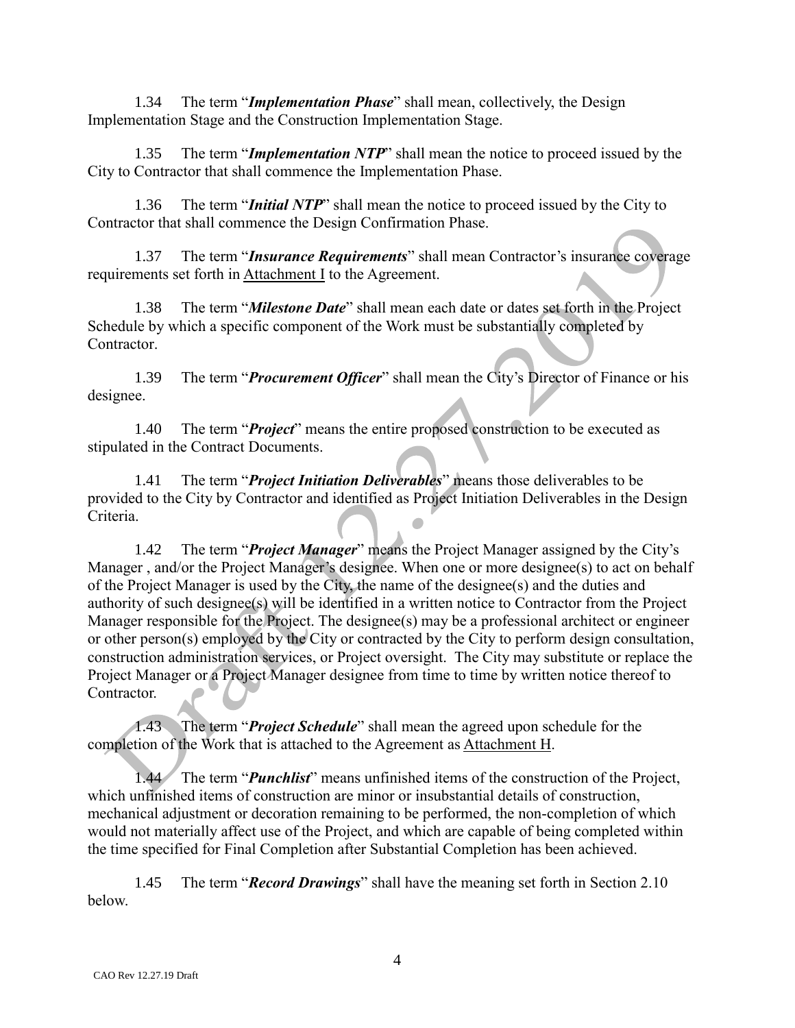1.34 The term "***Implementation Phase***" shall mean, collectively, the Design Implementation Stage and the Construction Implementation Stage.

1.35 The term "***Implementation NTP***" shall mean the notice to proceed issued by the City to Contractor that shall commence the Implementation Phase.

1.36 The term "***Initial NTP***" shall mean the notice to proceed issued by the City to Contractor that shall commence the Design Confirmation Phase.

1.37 The term "***Insurance Requirements***" shall mean Contractor's insurance coverage requirements set forth in Attachment I to the Agreement.

1.38 The term "***Milestone Date***" shall mean each date or dates set forth in the Project Schedule by which a specific component of the Work must be substantially completed by Contractor.

1.39 The term "***Procurement Officer***" shall mean the City's Director of Finance or his designee.

1.40 The term "***Project***" means the entire proposed construction to be executed as stipulated in the Contract Documents.

1.41 The term "***Project Initiation Deliverables***" means those deliverables to be provided to the City by Contractor and identified as Project Initiation Deliverables in the Design Criteria.

1.42 The term "***Project Manager***" means the Project Manager assigned by the City's Manager , and/or the Project Manager's designee. When one or more designee(s) to act on behalf of the Project Manager is used by the City, the name of the designee(s) and the duties and authority of such designee(s) will be identified in a written notice to Contractor from the Project Manager responsible for the Project. The designee(s) may be a professional architect or engineer or other person(s) employed by the City or contracted by the City to perform design consultation, construction administration services, or Project oversight. The City may substitute or replace the Project Manager or a Project Manager designee from time to time by written notice thereof to Contractor.

1.43 The term "***Project Schedule***" shall mean the agreed upon schedule for the completion of the Work that is attached to the Agreement as Attachment H.

1.44 The term "***Punchlist***" means unfinished items of the construction of the Project, which unfinished items of construction are minor or insubstantial details of construction, mechanical adjustment or decoration remaining to be performed, the non-completion of which would not materially affect use of the Project, and which are capable of being completed within the time specified for Final Completion after Substantial Completion has been achieved.

1.45 The term "***Record Drawings***" shall have the meaning set forth in Section 2.10 below.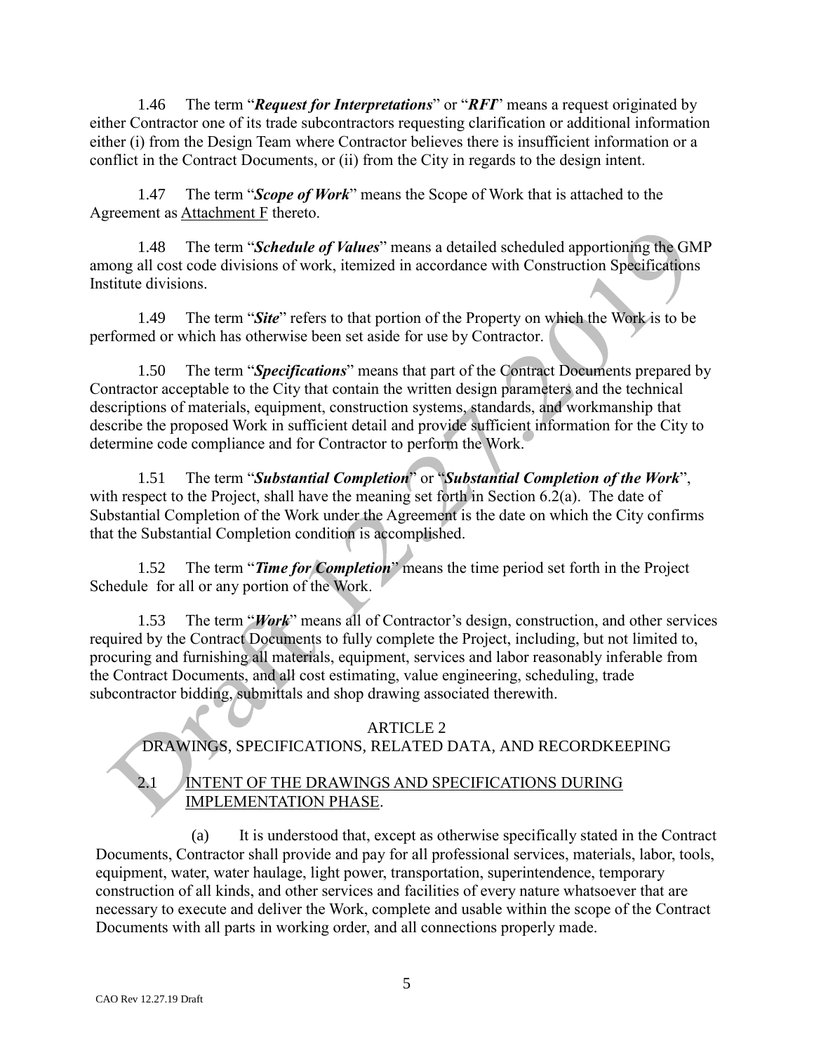1.46 The term "***Request for Interpretations***" or "***RFI***" means a request originated by either Contractor one of its trade subcontractors requesting clarification or additional information either (i) from the Design Team where Contractor believes there is insufficient information or a conflict in the Contract Documents, or (ii) from the City in regards to the design intent.

1.47 The term "***Scope of Work***" means the Scope of Work that is attached to the Agreement as Attachment F thereto.

1.48 The term "***Schedule of Values***" means a detailed scheduled apportioning the GMP among all cost code divisions of work, itemized in accordance with Construction Specifications Institute divisions.

1.49 The term "***Site***" refers to that portion of the Property on which the Work is to be performed or which has otherwise been set aside for use by Contractor.

1.50 The term "***Specifications***" means that part of the Contract Documents prepared by Contractor acceptable to the City that contain the written design parameters and the technical descriptions of materials, equipment, construction systems, standards, and workmanship that describe the proposed Work in sufficient detail and provide sufficient information for the City to determine code compliance and for Contractor to perform the Work.

1.51 The term "***Substantial Completion***" or "***Substantial Completion of the Work***", with respect to the Project, shall have the meaning set forth in Section 6.2(a). The date of Substantial Completion of the Work under the Agreement is the date on which the City confirms that the Substantial Completion condition is accomplished.

1.52 The term "***Time for Completion***" means the time period set forth in the Project Schedule for all or any portion of the Work.

1.53 The term "***Work***" means all of Contractor's design, construction, and other services required by the Contract Documents to fully complete the Project, including, but not limited to, procuring and furnishing all materials, equipment, services and labor reasonably inferable from the Contract Documents, and all cost estimating, value engineering, scheduling, trade subcontractor bidding, submittals and shop drawing associated therewith.

## ARTICLE 2
## DRAWINGS, SPECIFICATIONS, RELATED DATA, AND RECORDKEEPING

### 2.1 INTENT OF THE DRAWINGS AND SPECIFICATIONS DURING IMPLEMENTATION PHASE.

(a) It is understood that, except as otherwise specifically stated in the Contract Documents, Contractor shall provide and pay for all professional services, materials, labor, tools, equipment, water, water haulage, light power, transportation, superintendence, temporary construction of all kinds, and other services and facilities of every nature whatsoever that are necessary to execute and deliver the Work, complete and usable within the scope of the Contract Documents with all parts in working order, and all connections properly made.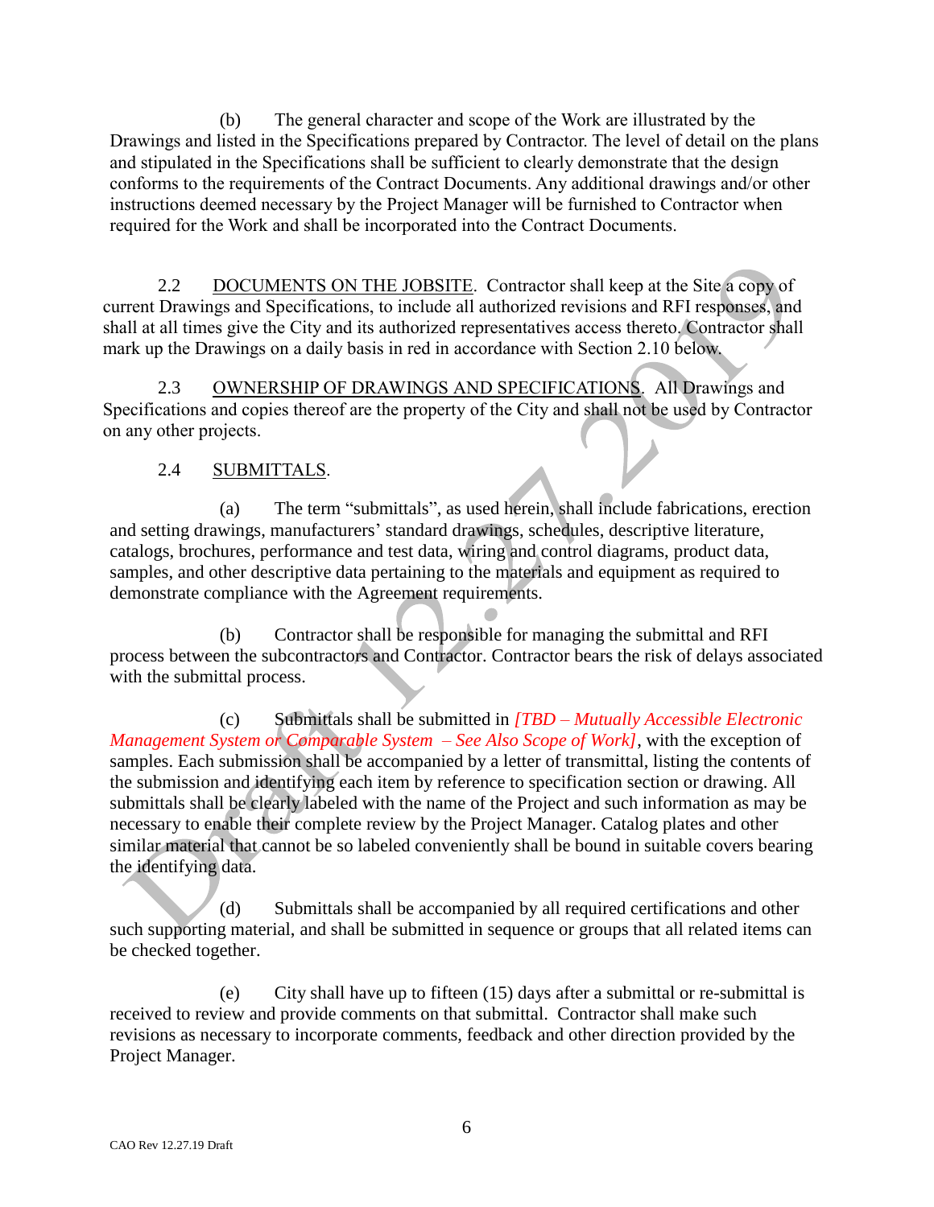(b) The general character and scope of the Work are illustrated by the Drawings and listed in the Specifications prepared by Contractor. The level of detail on the plans and stipulated in the Specifications shall be sufficient to clearly demonstrate that the design conforms to the requirements of the Contract Documents. Any additional drawings and/or other instructions deemed necessary by the Project Manager will be furnished to Contractor when required for the Work and shall be incorporated into the Contract Documents.

2.2 DOCUMENTS ON THE JOBSITE. Contractor shall keep at the Site a copy of current Drawings and Specifications, to include all authorized revisions and RFI responses, and shall at all times give the City and its authorized representatives access thereto. Contractor shall mark up the Drawings on a daily basis in red in accordance with Section 2.10 below.

2.3 OWNERSHIP OF DRAWINGS AND SPECIFICATIONS. All Drawings and Specifications and copies thereof are the property of the City and shall not be used by Contractor on any other projects.

2.4 SUBMITTALS.

(a) The term "submittals", as used herein, shall include fabrications, erection and setting drawings, manufacturers' standard drawings, schedules, descriptive literature, catalogs, brochures, performance and test data, wiring and control diagrams, product data, samples, and other descriptive data pertaining to the materials and equipment as required to demonstrate compliance with the Agreement requirements.

(b) Contractor shall be responsible for managing the submittal and RFI process between the subcontractors and Contractor. Contractor bears the risk of delays associated with the submittal process.

(c) Submittals shall be submitted in *[TBD – Mutually Accessible Electronic Management System or Comparable System – See Also Scope of Work]*, with the exception of samples. Each submission shall be accompanied by a letter of transmittal, listing the contents of the submission and identifying each item by reference to specification section or drawing. All submittals shall be clearly labeled with the name of the Project and such information as may be necessary to enable their complete review by the Project Manager. Catalog plates and other similar material that cannot be so labeled conveniently shall be bound in suitable covers bearing the identifying data.

(d) Submittals shall be accompanied by all required certifications and other such supporting material, and shall be submitted in sequence or groups that all related items can be checked together.

(e) City shall have up to fifteen (15) days after a submittal or re-submittal is received to review and provide comments on that submittal. Contractor shall make such revisions as necessary to incorporate comments, feedback and other direction provided by the Project Manager.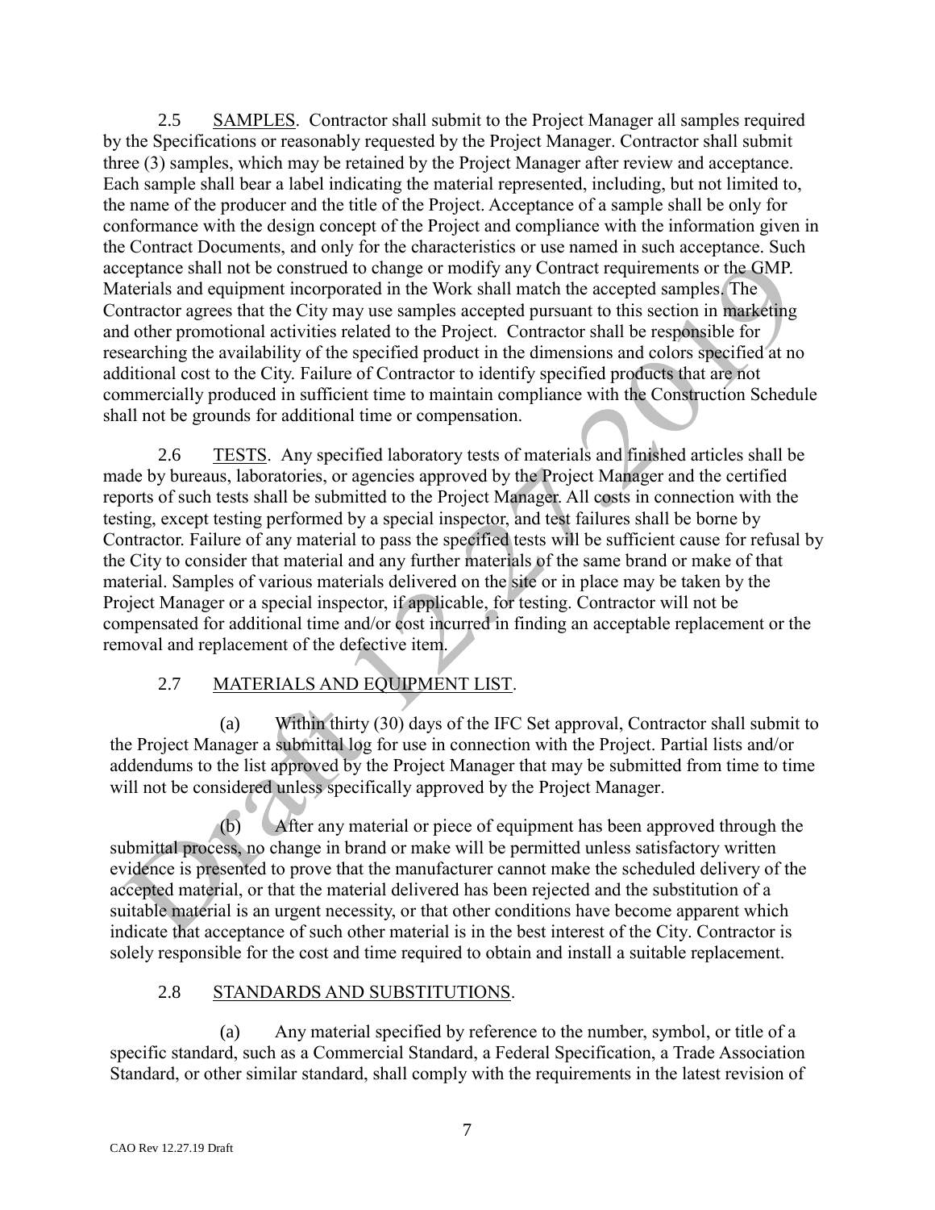2.5 SAMPLES. Contractor shall submit to the Project Manager all samples required by the Specifications or reasonably requested by the Project Manager. Contractor shall submit three (3) samples, which may be retained by the Project Manager after review and acceptance. Each sample shall bear a label indicating the material represented, including, but not limited to, the name of the producer and the title of the Project. Acceptance of a sample shall be only for conformance with the design concept of the Project and compliance with the information given in the Contract Documents, and only for the characteristics or use named in such acceptance. Such acceptance shall not be construed to change or modify any Contract requirements or the GMP. Materials and equipment incorporated in the Work shall match the accepted samples. The Contractor agrees that the City may use samples accepted pursuant to this section in marketing and other promotional activities related to the Project. Contractor shall be responsible for researching the availability of the specified product in the dimensions and colors specified at no additional cost to the City. Failure of Contractor to identify specified products that are not commercially produced in sufficient time to maintain compliance with the Construction Schedule shall not be grounds for additional time or compensation.

2.6 TESTS. Any specified laboratory tests of materials and finished articles shall be made by bureaus, laboratories, or agencies approved by the Project Manager and the certified reports of such tests shall be submitted to the Project Manager. All costs in connection with the testing, except testing performed by a special inspector, and test failures shall be borne by Contractor. Failure of any material to pass the specified tests will be sufficient cause for refusal by the City to consider that material and any further materials of the same brand or make of that material. Samples of various materials delivered on the site or in place may be taken by the Project Manager or a special inspector, if applicable, for testing. Contractor will not be compensated for additional time and/or cost incurred in finding an acceptable replacement or the removal and replacement of the defective item.

2.7 MATERIALS AND EQUIPMENT LIST.

(a) Within thirty (30) days of the IFC Set approval, Contractor shall submit to the Project Manager a submittal log for use in connection with the Project. Partial lists and/or addendums to the list approved by the Project Manager that may be submitted from time to time will not be considered unless specifically approved by the Project Manager.

(b) After any material or piece of equipment has been approved through the submittal process, no change in brand or make will be permitted unless satisfactory written evidence is presented to prove that the manufacturer cannot make the scheduled delivery of the accepted material, or that the material delivered has been rejected and the substitution of a suitable material is an urgent necessity, or that other conditions have become apparent which indicate that acceptance of such other material is in the best interest of the City. Contractor is solely responsible for the cost and time required to obtain and install a suitable replacement.

2.8 STANDARDS AND SUBSTITUTIONS.

(a) Any material specified by reference to the number, symbol, or title of a specific standard, such as a Commercial Standard, a Federal Specification, a Trade Association Standard, or other similar standard, shall comply with the requirements in the latest revision of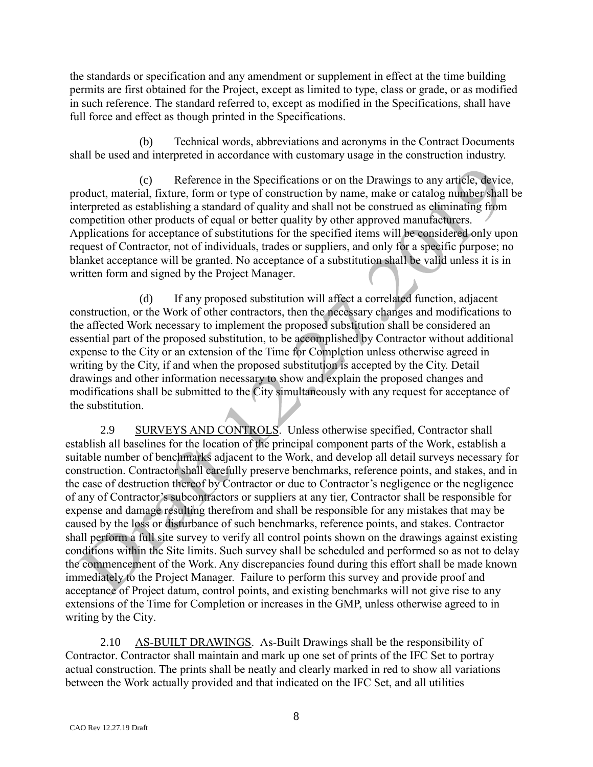the standards or specification and any amendment or supplement in effect at the time building permits are first obtained for the Project, except as limited to type, class or grade, or as modified in such reference. The standard referred to, except as modified in the Specifications, shall have full force and effect as though printed in the Specifications.

(b) Technical words, abbreviations and acronyms in the Contract Documents shall be used and interpreted in accordance with customary usage in the construction industry.

(c) Reference in the Specifications or on the Drawings to any article, device, product, material, fixture, form or type of construction by name, make or catalog number shall be interpreted as establishing a standard of quality and shall not be construed as eliminating from competition other products of equal or better quality by other approved manufacturers. Applications for acceptance of substitutions for the specified items will be considered only upon request of Contractor, not of individuals, trades or suppliers, and only for a specific purpose; no blanket acceptance will be granted. No acceptance of a substitution shall be valid unless it is in written form and signed by the Project Manager.

(d) If any proposed substitution will affect a correlated function, adjacent construction, or the Work of other contractors, then the necessary changes and modifications to the affected Work necessary to implement the proposed substitution shall be considered an essential part of the proposed substitution, to be accomplished by Contractor without additional expense to the City or an extension of the Time for Completion unless otherwise agreed in writing by the City, if and when the proposed substitution is accepted by the City. Detail drawings and other information necessary to show and explain the proposed changes and modifications shall be submitted to the City simultaneously with any request for acceptance of the substitution.

2.9 SURVEYS AND CONTROLS. Unless otherwise specified, Contractor shall establish all baselines for the location of the principal component parts of the Work, establish a suitable number of benchmarks adjacent to the Work, and develop all detail surveys necessary for construction. Contractor shall carefully preserve benchmarks, reference points, and stakes, and in the case of destruction thereof by Contractor or due to Contractor's negligence or the negligence of any of Contractor's subcontractors or suppliers at any tier, Contractor shall be responsible for expense and damage resulting therefrom and shall be responsible for any mistakes that may be caused by the loss or disturbance of such benchmarks, reference points, and stakes. Contractor shall perform a full site survey to verify all control points shown on the drawings against existing conditions within the Site limits. Such survey shall be scheduled and performed so as not to delay the commencement of the Work. Any discrepancies found during this effort shall be made known immediately to the Project Manager. Failure to perform this survey and provide proof and acceptance of Project datum, control points, and existing benchmarks will not give rise to any extensions of the Time for Completion or increases in the GMP, unless otherwise agreed to in writing by the City.

2.10 AS-BUILT DRAWINGS. As-Built Drawings shall be the responsibility of Contractor. Contractor shall maintain and mark up one set of prints of the IFC Set to portray actual construction. The prints shall be neatly and clearly marked in red to show all variations between the Work actually provided and that indicated on the IFC Set, and all utilities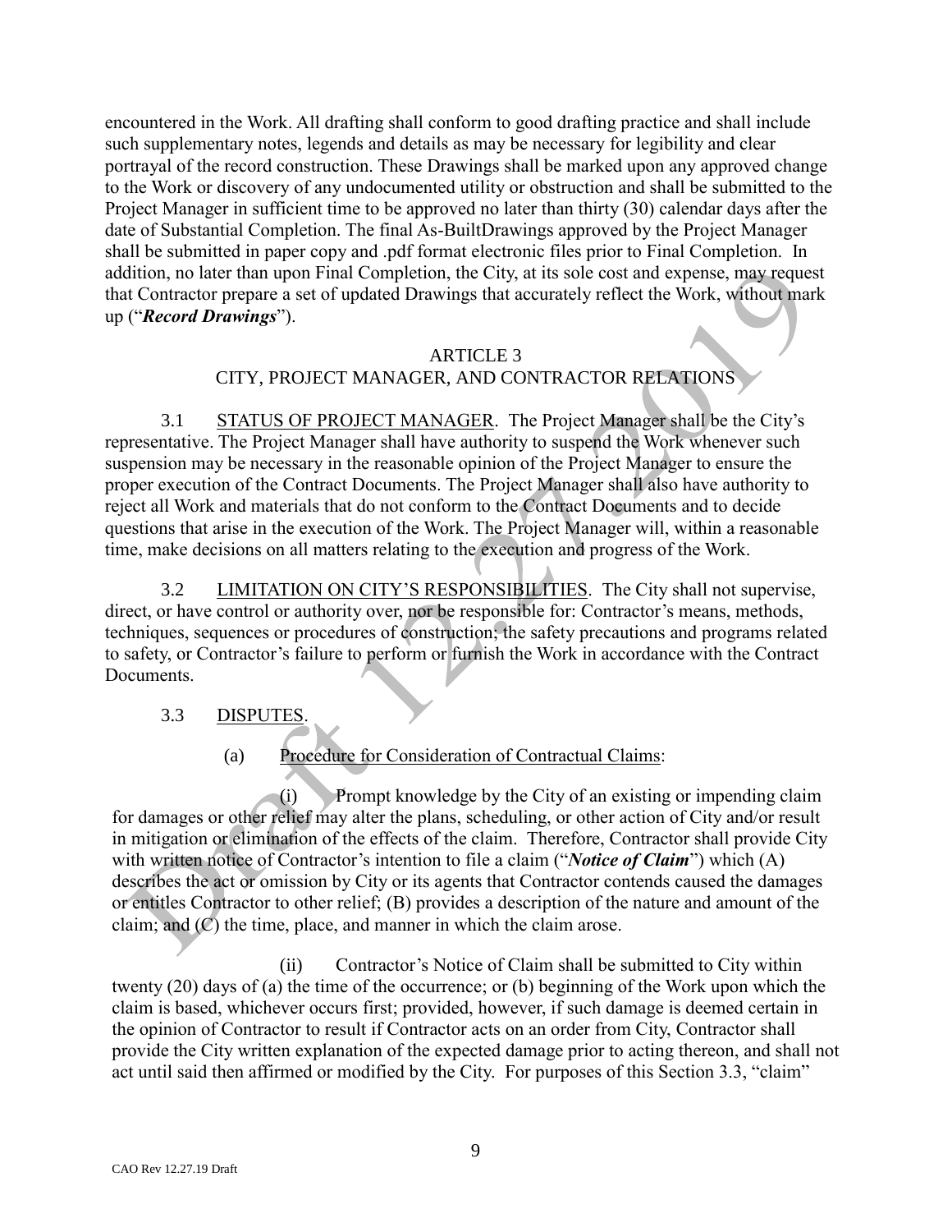encountered in the Work. All drafting shall conform to good drafting practice and shall include such supplementary notes, legends and details as may be necessary for legibility and clear portrayal of the record construction. These Drawings shall be marked upon any approved change to the Work or discovery of any undocumented utility or obstruction and shall be submitted to the Project Manager in sufficient time to be approved no later than thirty (30) calendar days after the date of Substantial Completion. The final As-BuiltDrawings approved by the Project Manager shall be submitted in paper copy and .pdf format electronic files prior to Final Completion. In addition, no later than upon Final Completion, the City, at its sole cost and expense, may request that Contractor prepare a set of updated Drawings that accurately reflect the Work, without mark up ("***Record Drawings***").

## ARTICLE 3
## CITY, PROJECT MANAGER, AND CONTRACTOR RELATIONS

3.1 STATUS OF PROJECT MANAGER. The Project Manager shall be the City's representative. The Project Manager shall have authority to suspend the Work whenever such suspension may be necessary in the reasonable opinion of the Project Manager to ensure the proper execution of the Contract Documents. The Project Manager shall also have authority to reject all Work and materials that do not conform to the Contract Documents and to decide questions that arise in the execution of the Work. The Project Manager will, within a reasonable time, make decisions on all matters relating to the execution and progress of the Work.

3.2 LIMITATION ON CITY'S RESPONSIBILITIES. The City shall not supervise, direct, or have control or authority over, nor be responsible for: Contractor's means, methods, techniques, sequences or procedures of construction; the safety precautions and programs related to safety, or Contractor's failure to perform or furnish the Work in accordance with the Contract Documents.

3.3 DISPUTES.

(a) Procedure for Consideration of Contractual Claims:

(i) Prompt knowledge by the City of an existing or impending claim for damages or other relief may alter the plans, scheduling, or other action of City and/or result in mitigation or elimination of the effects of the claim. Therefore, Contractor shall provide City with written notice of Contractor's intention to file a claim ("***Notice of Claim***") which (A) describes the act or omission by City or its agents that Contractor contends caused the damages or entitles Contractor to other relief; (B) provides a description of the nature and amount of the claim; and (C) the time, place, and manner in which the claim arose.

(ii) Contractor's Notice of Claim shall be submitted to City within twenty (20) days of (a) the time of the occurrence; or (b) beginning of the Work upon which the claim is based, whichever occurs first; provided, however, if such damage is deemed certain in the opinion of Contractor to result if Contractor acts on an order from City, Contractor shall provide the City written explanation of the expected damage prior to acting thereon, and shall not act until said then affirmed or modified by the City. For purposes of this Section 3.3, "claim"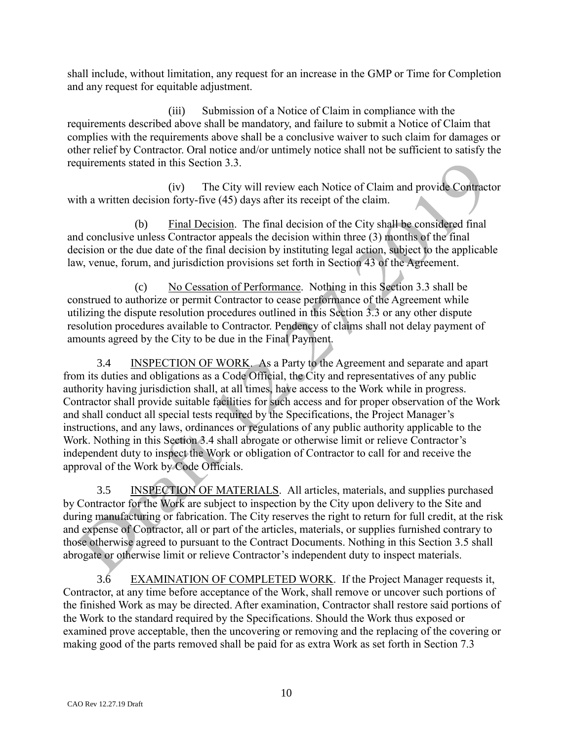shall include, without limitation, any request for an increase in the GMP or Time for Completion and any request for equitable adjustment.

(iii) Submission of a Notice of Claim in compliance with the requirements described above shall be mandatory, and failure to submit a Notice of Claim that complies with the requirements above shall be a conclusive waiver to such claim for damages or other relief by Contractor. Oral notice and/or untimely notice shall not be sufficient to satisfy the requirements stated in this Section 3.3.

(iv) The City will review each Notice of Claim and provide Contractor with a written decision forty-five (45) days after its receipt of the claim.

(b) Final Decision. The final decision of the City shall be considered final and conclusive unless Contractor appeals the decision within three (3) months of the final decision or the due date of the final decision by instituting legal action, subject to the applicable law, venue, forum, and jurisdiction provisions set forth in Section 43 of the Agreement.

(c) No Cessation of Performance. Nothing in this Section 3.3 shall be construed to authorize or permit Contractor to cease performance of the Agreement while utilizing the dispute resolution procedures outlined in this Section 3.3 or any other dispute resolution procedures available to Contractor. Pendency of claims shall not delay payment of amounts agreed by the City to be due in the Final Payment.

3.4 INSPECTION OF WORK. As a Party to the Agreement and separate and apart from its duties and obligations as a Code Official, the City and representatives of any public authority having jurisdiction shall, at all times, have access to the Work while in progress. Contractor shall provide suitable facilities for such access and for proper observation of the Work and shall conduct all special tests required by the Specifications, the Project Manager's instructions, and any laws, ordinances or regulations of any public authority applicable to the Work. Nothing in this Section 3.4 shall abrogate or otherwise limit or relieve Contractor's independent duty to inspect the Work or obligation of Contractor to call for and receive the approval of the Work by Code Officials.

3.5 INSPECTION OF MATERIALS. All articles, materials, and supplies purchased by Contractor for the Work are subject to inspection by the City upon delivery to the Site and during manufacturing or fabrication. The City reserves the right to return for full credit, at the risk and expense of Contractor, all or part of the articles, materials, or supplies furnished contrary to those otherwise agreed to pursuant to the Contract Documents. Nothing in this Section 3.5 shall abrogate or otherwise limit or relieve Contractor's independent duty to inspect materials.

3.6 EXAMINATION OF COMPLETED WORK. If the Project Manager requests it, Contractor, at any time before acceptance of the Work, shall remove or uncover such portions of the finished Work as may be directed. After examination, Contractor shall restore said portions of the Work to the standard required by the Specifications. Should the Work thus exposed or examined prove acceptable, then the uncovering or removing and the replacing of the covering or making good of the parts removed shall be paid for as extra Work as set forth in Section 7.3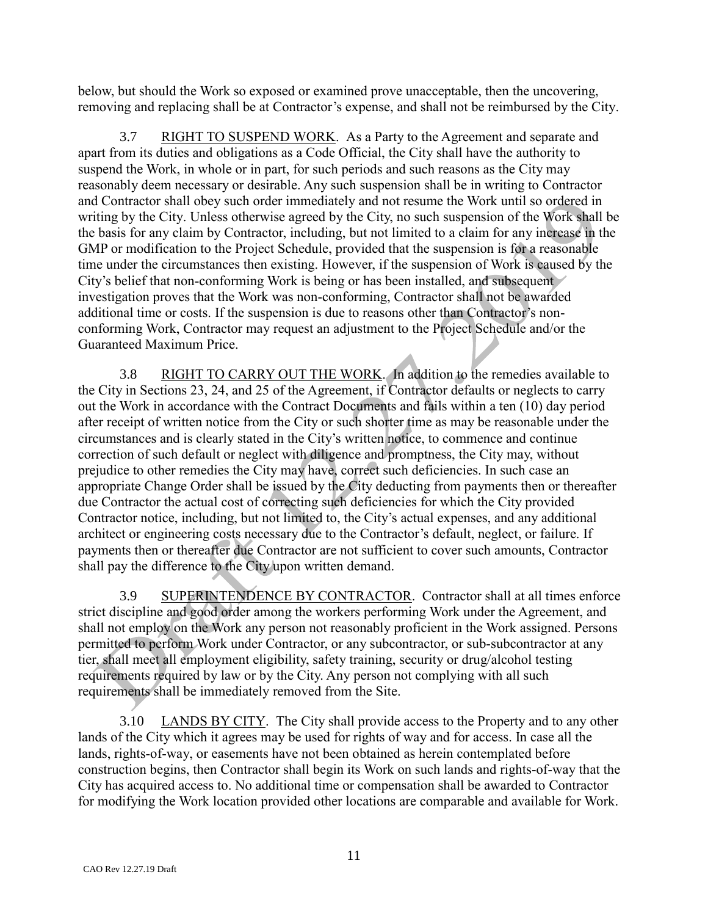below, but should the Work so exposed or examined prove unacceptable, then the uncovering, removing and replacing shall be at Contractor's expense, and shall not be reimbursed by the City.

3.7 RIGHT TO SUSPEND WORK. As a Party to the Agreement and separate and apart from its duties and obligations as a Code Official, the City shall have the authority to suspend the Work, in whole or in part, for such periods and such reasons as the City may reasonably deem necessary or desirable. Any such suspension shall be in writing to Contractor and Contractor shall obey such order immediately and not resume the Work until so ordered in writing by the City. Unless otherwise agreed by the City, no such suspension of the Work shall be the basis for any claim by Contractor, including, but not limited to a claim for any increase in the GMP or modification to the Project Schedule, provided that the suspension is for a reasonable time under the circumstances then existing. However, if the suspension of Work is caused by the City's belief that non-conforming Work is being or has been installed, and subsequent investigation proves that the Work was non-conforming, Contractor shall not be awarded additional time or costs. If the suspension is due to reasons other than Contractor's non-conforming Work, Contractor may request an adjustment to the Project Schedule and/or the Guaranteed Maximum Price.

3.8 RIGHT TO CARRY OUT THE WORK. In addition to the remedies available to the City in Sections 23, 24, and 25 of the Agreement, if Contractor defaults or neglects to carry out the Work in accordance with the Contract Documents and fails within a ten (10) day period after receipt of written notice from the City or such shorter time as may be reasonable under the circumstances and is clearly stated in the City's written notice, to commence and continue correction of such default or neglect with diligence and promptness, the City may, without prejudice to other remedies the City may have, correct such deficiencies. In such case an appropriate Change Order shall be issued by the City deducting from payments then or thereafter due Contractor the actual cost of correcting such deficiencies for which the City provided Contractor notice, including, but not limited to, the City's actual expenses, and any additional architect or engineering costs necessary due to the Contractor's default, neglect, or failure. If payments then or thereafter due Contractor are not sufficient to cover such amounts, Contractor shall pay the difference to the City upon written demand.

3.9 SUPERINTENDENCE BY CONTRACTOR. Contractor shall at all times enforce strict discipline and good order among the workers performing Work under the Agreement, and shall not employ on the Work any person not reasonably proficient in the Work assigned. Persons permitted to perform Work under Contractor, or any subcontractor, or sub-subcontractor at any tier, shall meet all employment eligibility, safety training, security or drug/alcohol testing requirements required by law or by the City. Any person not complying with all such requirements shall be immediately removed from the Site.

3.10 LANDS BY CITY. The City shall provide access to the Property and to any other lands of the City which it agrees may be used for rights of way and for access. In case all the lands, rights-of-way, or easements have not been obtained as herein contemplated before construction begins, then Contractor shall begin its Work on such lands and rights-of-way that the City has acquired access to. No additional time or compensation shall be awarded to Contractor for modifying the Work location provided other locations are comparable and available for Work.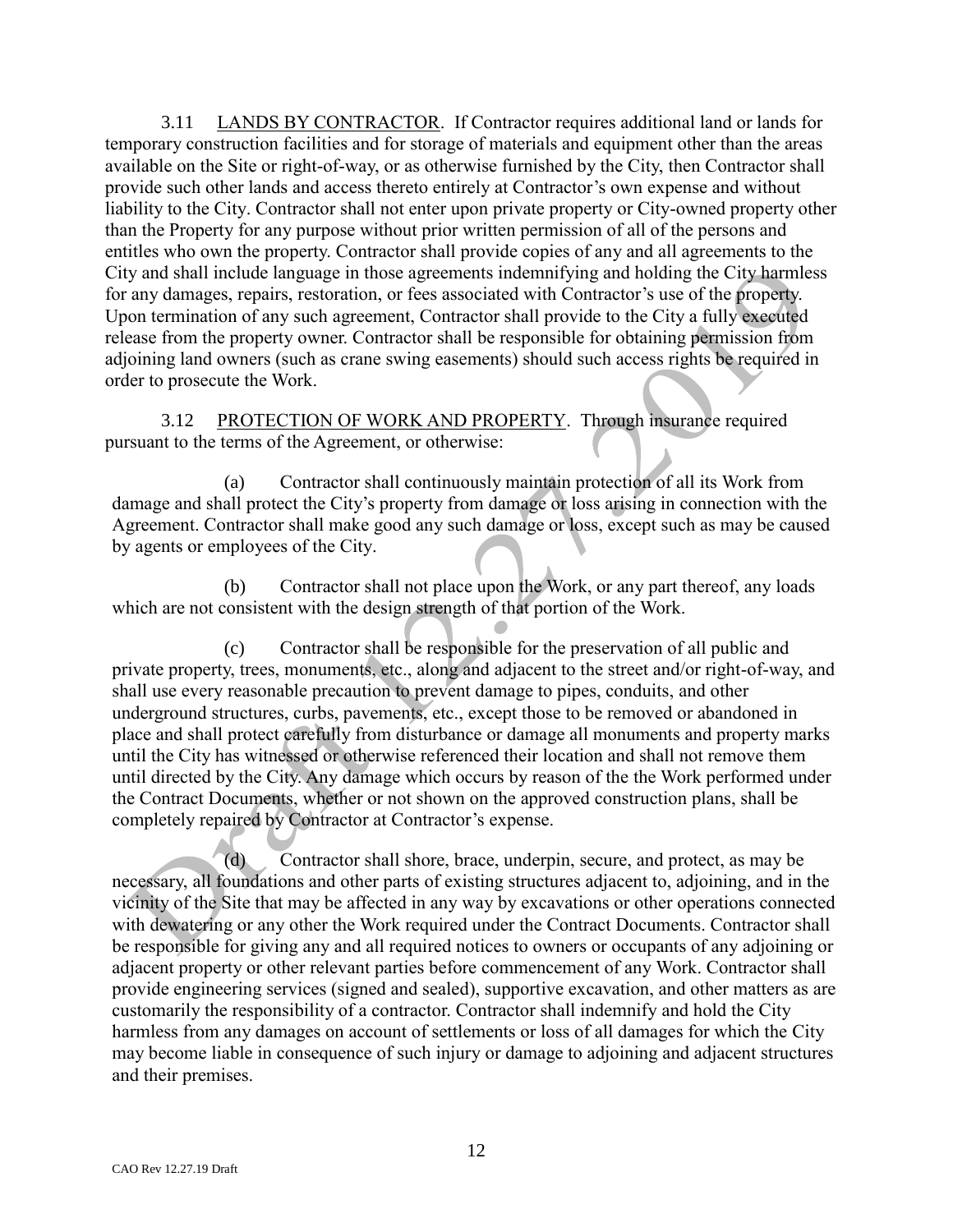3.11 LANDS BY CONTRACTOR. If Contractor requires additional land or lands for temporary construction facilities and for storage of materials and equipment other than the areas available on the Site or right-of-way, or as otherwise furnished by the City, then Contractor shall provide such other lands and access thereto entirely at Contractor's own expense and without liability to the City. Contractor shall not enter upon private property or City-owned property other than the Property for any purpose without prior written permission of all of the persons and entitles who own the property. Contractor shall provide copies of any and all agreements to the City and shall include language in those agreements indemnifying and holding the City harmless for any damages, repairs, restoration, or fees associated with Contractor's use of the property. Upon termination of any such agreement, Contractor shall provide to the City a fully executed release from the property owner. Contractor shall be responsible for obtaining permission from adjoining land owners (such as crane swing easements) should such access rights be required in order to prosecute the Work.

3.12 PROTECTION OF WORK AND PROPERTY. Through insurance required pursuant to the terms of the Agreement, or otherwise:

(a) Contractor shall continuously maintain protection of all its Work from damage and shall protect the City's property from damage or loss arising in connection with the Agreement. Contractor shall make good any such damage or loss, except such as may be caused by agents or employees of the City.

(b) Contractor shall not place upon the Work, or any part thereof, any loads which are not consistent with the design strength of that portion of the Work.

(c) Contractor shall be responsible for the preservation of all public and private property, trees, monuments, etc., along and adjacent to the street and/or right-of-way, and shall use every reasonable precaution to prevent damage to pipes, conduits, and other underground structures, curbs, pavements, etc., except those to be removed or abandoned in place and shall protect carefully from disturbance or damage all monuments and property marks until the City has witnessed or otherwise referenced their location and shall not remove them until directed by the City. Any damage which occurs by reason of the the Work performed under the Contract Documents, whether or not shown on the approved construction plans, shall be completely repaired by Contractor at Contractor's expense.

(d) Contractor shall shore, brace, underpin, secure, and protect, as may be necessary, all foundations and other parts of existing structures adjacent to, adjoining, and in the vicinity of the Site that may be affected in any way by excavations or other operations connected with dewatering or any other the Work required under the Contract Documents. Contractor shall be responsible for giving any and all required notices to owners or occupants of any adjoining or adjacent property or other relevant parties before commencement of any Work. Contractor shall provide engineering services (signed and sealed), supportive excavation, and other matters as are customarily the responsibility of a contractor. Contractor shall indemnify and hold the City harmless from any damages on account of settlements or loss of all damages for which the City may become liable in consequence of such injury or damage to adjoining and adjacent structures and their premises.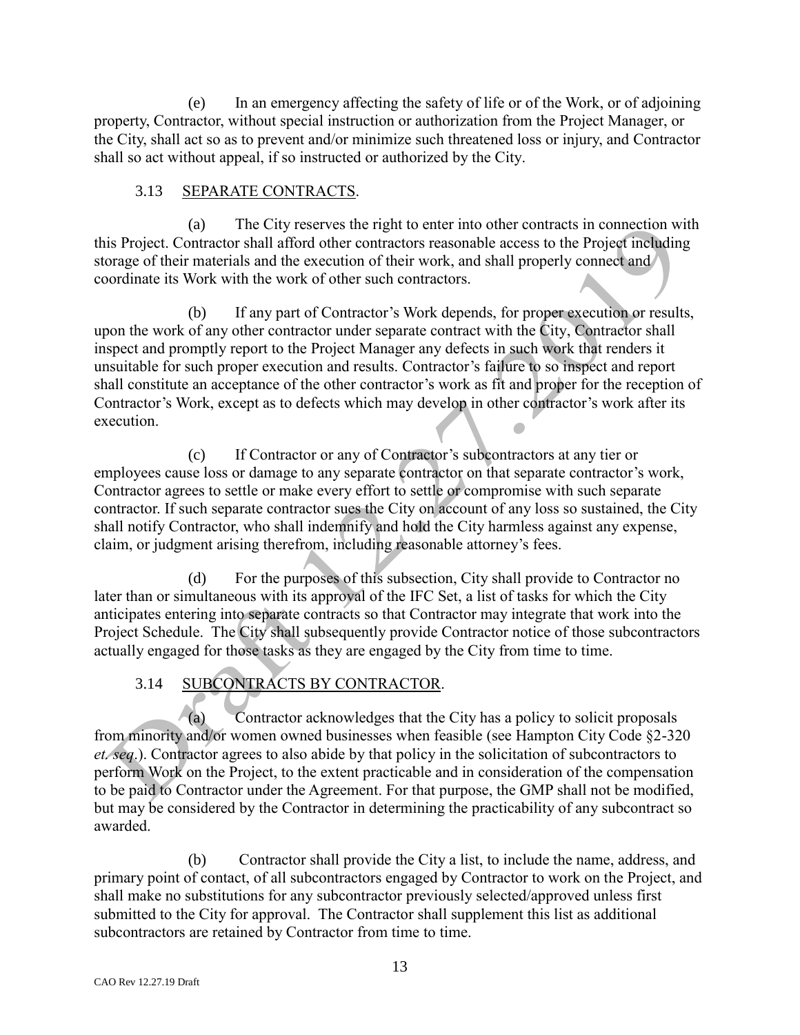(e) In an emergency affecting the safety of life or of the Work, or of adjoining property, Contractor, without special instruction or authorization from the Project Manager, or the City, shall act so as to prevent and/or minimize such threatened loss or injury, and Contractor shall so act without appeal, if so instructed or authorized by the City.

3.13 SEPARATE CONTRACTS.

(a) The City reserves the right to enter into other contracts in connection with this Project. Contractor shall afford other contractors reasonable access to the Project including storage of their materials and the execution of their work, and shall properly connect and coordinate its Work with the work of other such contractors.

(b) If any part of Contractor's Work depends, for proper execution or results, upon the work of any other contractor under separate contract with the City, Contractor shall inspect and promptly report to the Project Manager any defects in such work that renders it unsuitable for such proper execution and results. Contractor's failure to so inspect and report shall constitute an acceptance of the other contractor's work as fit and proper for the reception of Contractor's Work, except as to defects which may develop in other contractor's work after its execution.

(c) If Contractor or any of Contractor's subcontractors at any tier or employees cause loss or damage to any separate contractor on that separate contractor's work, Contractor agrees to settle or make every effort to settle or compromise with such separate contractor. If such separate contractor sues the City on account of any loss so sustained, the City shall notify Contractor, who shall indemnify and hold the City harmless against any expense, claim, or judgment arising therefrom, including reasonable attorney's fees.

(d) For the purposes of this subsection, City shall provide to Contractor no later than or simultaneous with its approval of the IFC Set, a list of tasks for which the City anticipates entering into separate contracts so that Contractor may integrate that work into the Project Schedule. The City shall subsequently provide Contractor notice of those subcontractors actually engaged for those tasks as they are engaged by the City from time to time.

3.14 SUBCONTRACTS BY CONTRACTOR.

(a) Contractor acknowledges that the City has a policy to solicit proposals from minority and/or women owned businesses when feasible (see Hampton City Code §2-320 *et. seq*.). Contractor agrees to also abide by that policy in the solicitation of subcontractors to perform Work on the Project, to the extent practicable and in consideration of the compensation to be paid to Contractor under the Agreement. For that purpose, the GMP shall not be modified, but may be considered by the Contractor in determining the practicability of any subcontract so awarded.

(b) Contractor shall provide the City a list, to include the name, address, and primary point of contact, of all subcontractors engaged by Contractor to work on the Project, and shall make no substitutions for any subcontractor previously selected/approved unless first submitted to the City for approval. The Contractor shall supplement this list as additional subcontractors are retained by Contractor from time to time.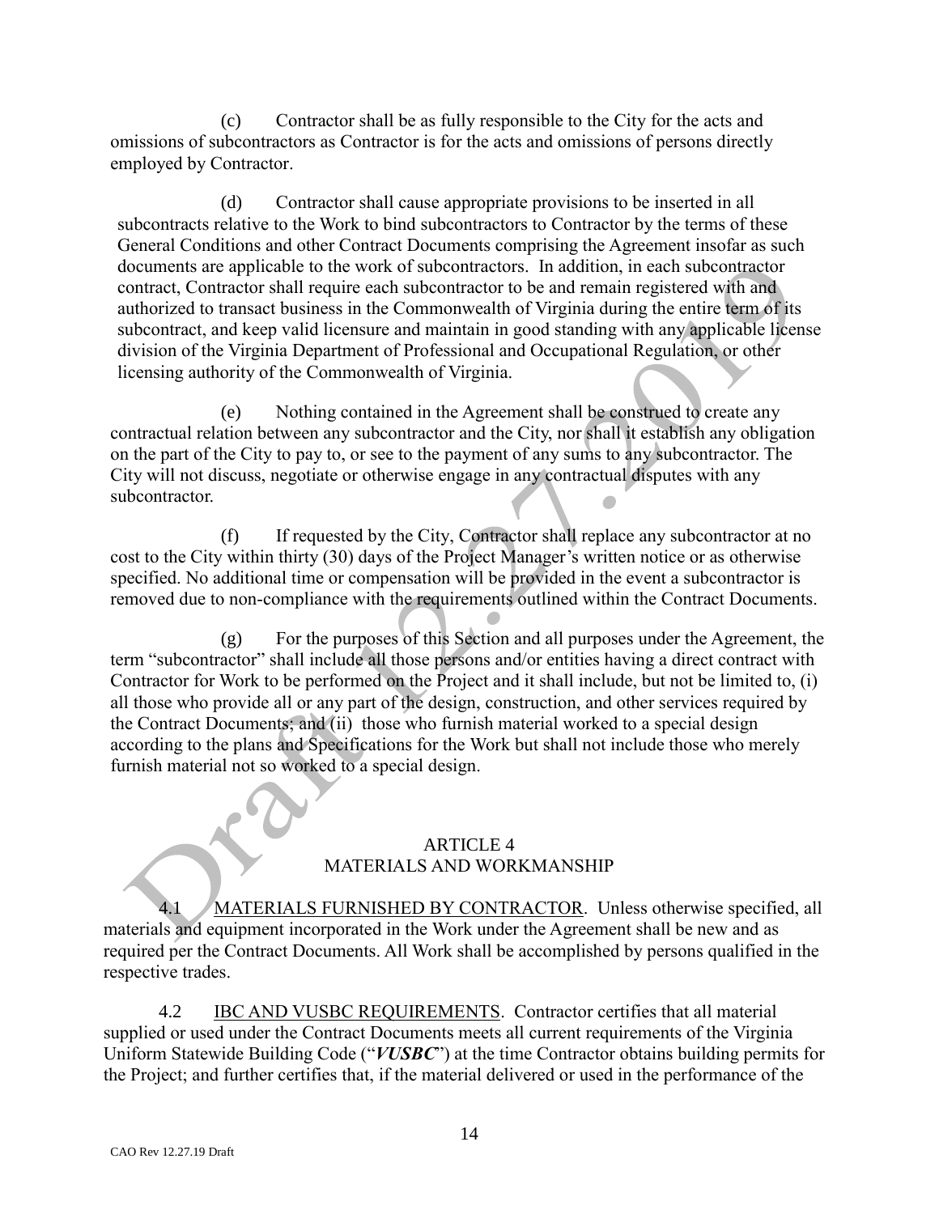(c) Contractor shall be as fully responsible to the City for the acts and omissions of subcontractors as Contractor is for the acts and omissions of persons directly employed by Contractor.

(d) Contractor shall cause appropriate provisions to be inserted in all subcontracts relative to the Work to bind subcontractors to Contractor by the terms of these General Conditions and other Contract Documents comprising the Agreement insofar as such documents are applicable to the work of subcontractors. In addition, in each subcontractor contract, Contractor shall require each subcontractor to be and remain registered with and authorized to transact business in the Commonwealth of Virginia during the entire term of its subcontract, and keep valid licensure and maintain in good standing with any applicable license division of the Virginia Department of Professional and Occupational Regulation, or other licensing authority of the Commonwealth of Virginia.

(e) Nothing contained in the Agreement shall be construed to create any contractual relation between any subcontractor and the City, nor shall it establish any obligation on the part of the City to pay to, or see to the payment of any sums to any subcontractor. The City will not discuss, negotiate or otherwise engage in any contractual disputes with any subcontractor.

(f) If requested by the City, Contractor shall replace any subcontractor at no cost to the City within thirty (30) days of the Project Manager's written notice or as otherwise specified. No additional time or compensation will be provided in the event a subcontractor is removed due to non-compliance with the requirements outlined within the Contract Documents.

(g) For the purposes of this Section and all purposes under the Agreement, the term "subcontractor" shall include all those persons and/or entities having a direct contract with Contractor for Work to be performed on the Project and it shall include, but not be limited to, (i) all those who provide all or any part of the design, construction, and other services required by the Contract Documents; and (ii) those who furnish material worked to a special design according to the plans and Specifications for the Work but shall not include those who merely furnish material not so worked to a special design.

## ARTICLE 4
## MATERIALS AND WORKMANSHIP

4.1 MATERIALS FURNISHED BY CONTRACTOR. Unless otherwise specified, all materials and equipment incorporated in the Work under the Agreement shall be new and as required per the Contract Documents. All Work shall be accomplished by persons qualified in the respective trades.

4.2 IBC AND VUSBC REQUIREMENTS. Contractor certifies that all material supplied or used under the Contract Documents meets all current requirements of the Virginia Uniform Statewide Building Code ("***VUSBC***") at the time Contractor obtains building permits for the Project; and further certifies that, if the material delivered or used in the performance of the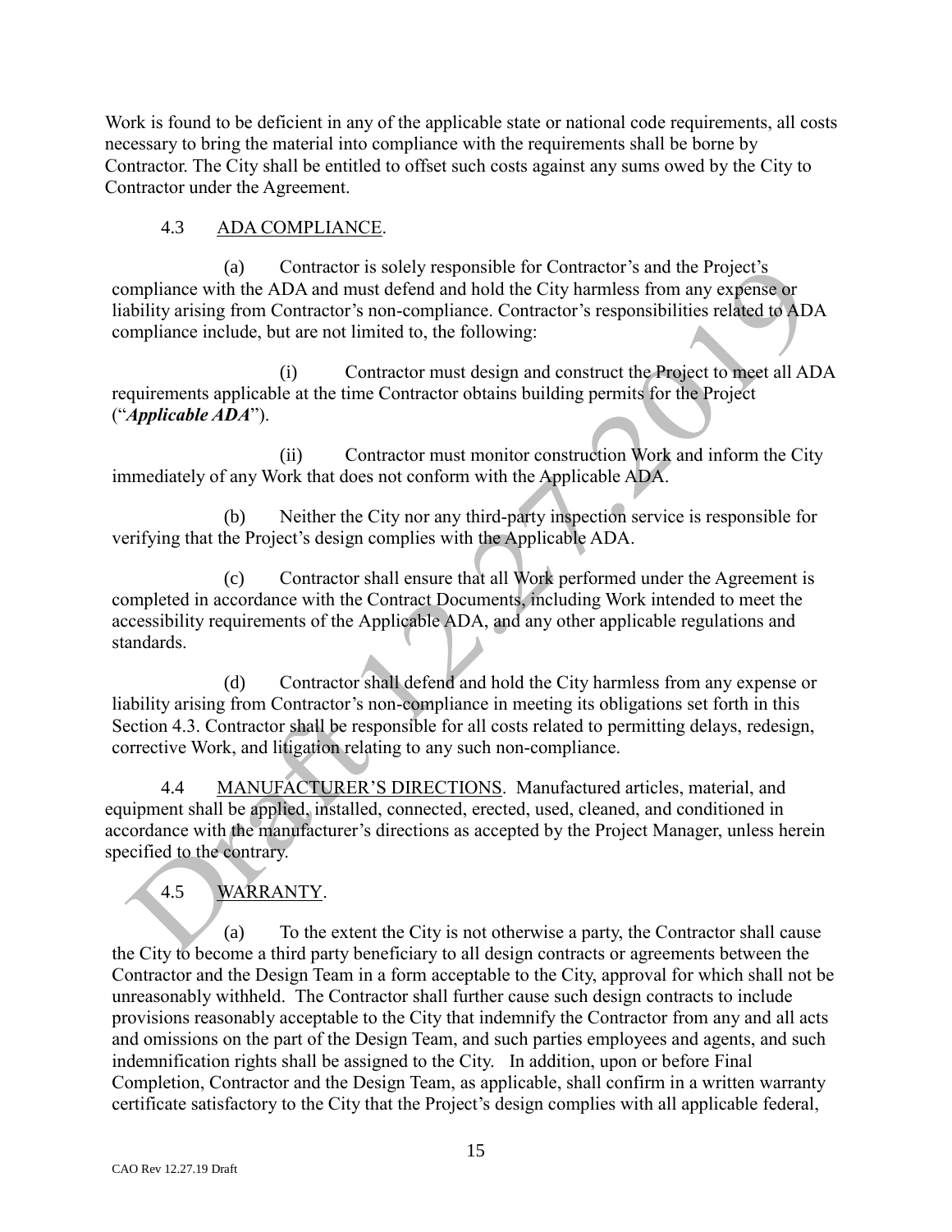Work is found to be deficient in any of the applicable state or national code requirements, all costs necessary to bring the material into compliance with the requirements shall be borne by Contractor. The City shall be entitled to offset such costs against any sums owed by the City to Contractor under the Agreement.

4.3 ADA COMPLIANCE.

(a) Contractor is solely responsible for Contractor's and the Project's compliance with the ADA and must defend and hold the City harmless from any expense or liability arising from Contractor's non-compliance. Contractor's responsibilities related to ADA compliance include, but are not limited to, the following:

(i) Contractor must design and construct the Project to meet all ADA requirements applicable at the time Contractor obtains building permits for the Project ("***Applicable ADA***").

(ii) Contractor must monitor construction Work and inform the City immediately of any Work that does not conform with the Applicable ADA.

(b) Neither the City nor any third-party inspection service is responsible for verifying that the Project's design complies with the Applicable ADA.

(c) Contractor shall ensure that all Work performed under the Agreement is completed in accordance with the Contract Documents, including Work intended to meet the accessibility requirements of the Applicable ADA, and any other applicable regulations and standards.

(d) Contractor shall defend and hold the City harmless from any expense or liability arising from Contractor's non-compliance in meeting its obligations set forth in this Section 4.3. Contractor shall be responsible for all costs related to permitting delays, redesign, corrective Work, and litigation relating to any such non-compliance.

4.4 MANUFACTURER'S DIRECTIONS. Manufactured articles, material, and equipment shall be applied, installed, connected, erected, used, cleaned, and conditioned in accordance with the manufacturer's directions as accepted by the Project Manager, unless herein specified to the contrary.

4.5 WARRANTY.

(a) To the extent the City is not otherwise a party, the Contractor shall cause the City to become a third party beneficiary to all design contracts or agreements between the Contractor and the Design Team in a form acceptable to the City, approval for which shall not be unreasonably withheld. The Contractor shall further cause such design contracts to include provisions reasonably acceptable to the City that indemnify the Contractor from any and all acts and omissions on the part of the Design Team, and such parties employees and agents, and such indemnification rights shall be assigned to the City. In addition, upon or before Final Completion, Contractor and the Design Team, as applicable, shall confirm in a written warranty certificate satisfactory to the City that the Project's design complies with all applicable federal,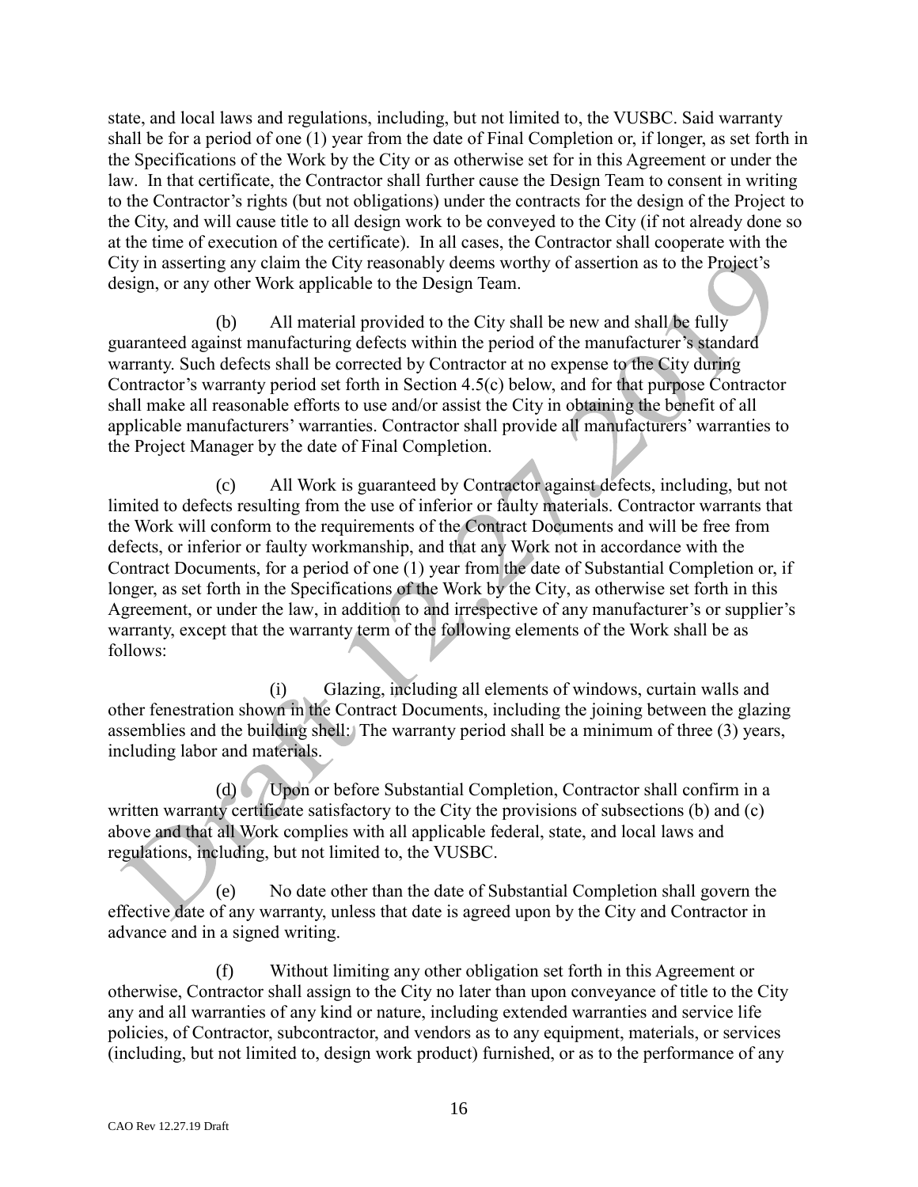state, and local laws and regulations, including, but not limited to, the VUSBC. Said warranty shall be for a period of one (1) year from the date of Final Completion or, if longer, as set forth in the Specifications of the Work by the City or as otherwise set for in this Agreement or under the law. In that certificate, the Contractor shall further cause the Design Team to consent in writing to the Contractor's rights (but not obligations) under the contracts for the design of the Project to the City, and will cause title to all design work to be conveyed to the City (if not already done so at the time of execution of the certificate). In all cases, the Contractor shall cooperate with the City in asserting any claim the City reasonably deems worthy of assertion as to the Project's design, or any other Work applicable to the Design Team.

(b) All material provided to the City shall be new and shall be fully guaranteed against manufacturing defects within the period of the manufacturer's standard warranty. Such defects shall be corrected by Contractor at no expense to the City during Contractor's warranty period set forth in Section 4.5(c) below, and for that purpose Contractor shall make all reasonable efforts to use and/or assist the City in obtaining the benefit of all applicable manufacturers' warranties. Contractor shall provide all manufacturers' warranties to the Project Manager by the date of Final Completion.

(c) All Work is guaranteed by Contractor against defects, including, but not limited to defects resulting from the use of inferior or faulty materials. Contractor warrants that the Work will conform to the requirements of the Contract Documents and will be free from defects, or inferior or faulty workmanship, and that any Work not in accordance with the Contract Documents, for a period of one (1) year from the date of Substantial Completion or, if longer, as set forth in the Specifications of the Work by the City, as otherwise set forth in this Agreement, or under the law, in addition to and irrespective of any manufacturer's or supplier's warranty, except that the warranty term of the following elements of the Work shall be as follows:

(i) Glazing, including all elements of windows, curtain walls and other fenestration shown in the Contract Documents, including the joining between the glazing assemblies and the building shell: The warranty period shall be a minimum of three (3) years, including labor and materials.

(d) Upon or before Substantial Completion, Contractor shall confirm in a written warranty certificate satisfactory to the City the provisions of subsections (b) and (c) above and that all Work complies with all applicable federal, state, and local laws and regulations, including, but not limited to, the VUSBC.

(e) No date other than the date of Substantial Completion shall govern the effective date of any warranty, unless that date is agreed upon by the City and Contractor in advance and in a signed writing.

(f) Without limiting any other obligation set forth in this Agreement or otherwise, Contractor shall assign to the City no later than upon conveyance of title to the City any and all warranties of any kind or nature, including extended warranties and service life policies, of Contractor, subcontractor, and vendors as to any equipment, materials, or services (including, but not limited to, design work product) furnished, or as to the performance of any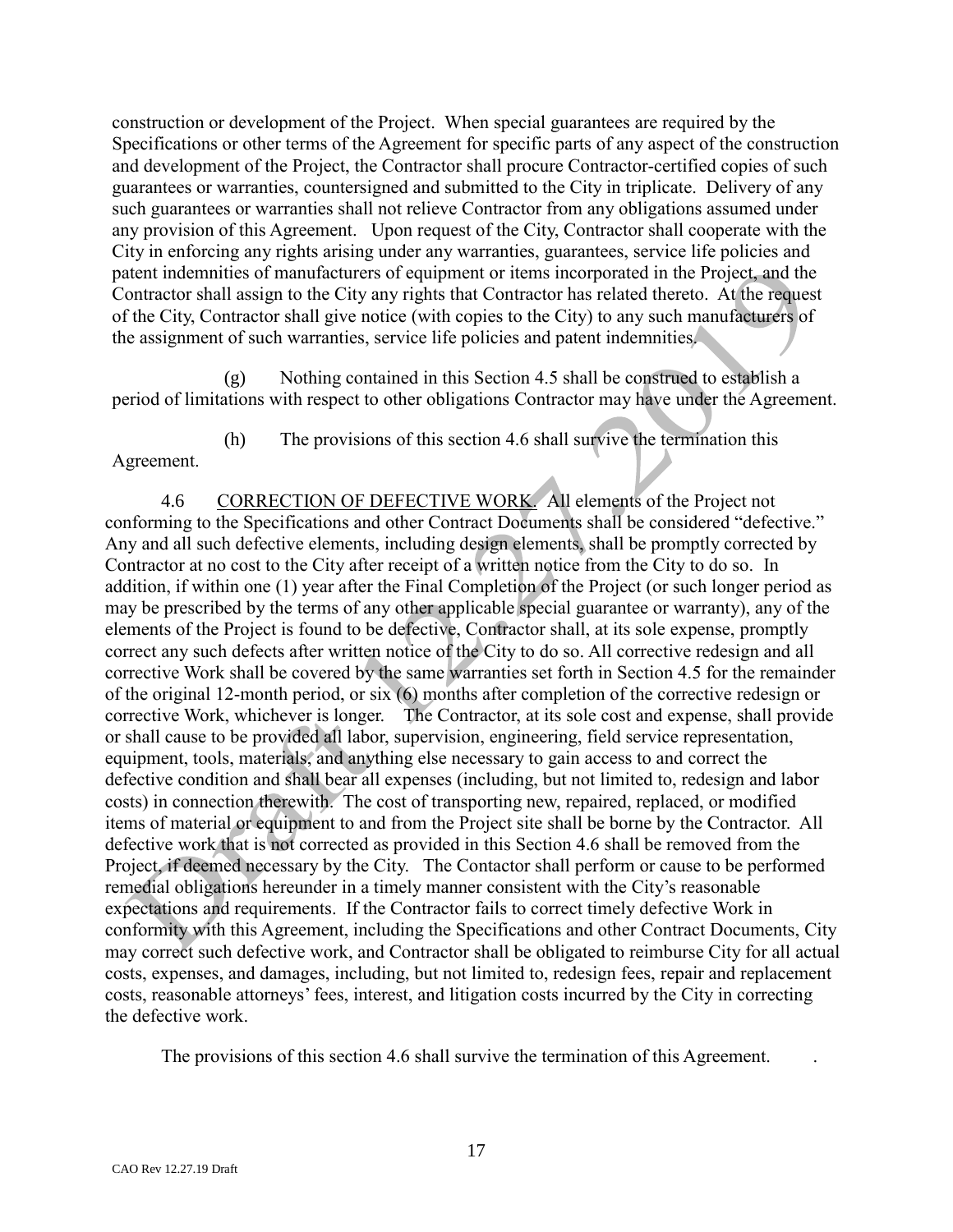construction or development of the Project. When special guarantees are required by the Specifications or other terms of the Agreement for specific parts of any aspect of the construction and development of the Project, the Contractor shall procure Contractor-certified copies of such guarantees or warranties, countersigned and submitted to the City in triplicate. Delivery of any such guarantees or warranties shall not relieve Contractor from any obligations assumed under any provision of this Agreement. Upon request of the City, Contractor shall cooperate with the City in enforcing any rights arising under any warranties, guarantees, service life policies and patent indemnities of manufacturers of equipment or items incorporated in the Project, and the Contractor shall assign to the City any rights that Contractor has related thereto. At the request of the City, Contractor shall give notice (with copies to the City) to any such manufacturers of the assignment of such warranties, service life policies and patent indemnities.

(g) Nothing contained in this Section 4.5 shall be construed to establish a period of limitations with respect to other obligations Contractor may have under the Agreement.

(h) The provisions of this section 4.6 shall survive the termination this Agreement.

4.6 CORRECTION OF DEFECTIVE WORK. All elements of the Project not conforming to the Specifications and other Contract Documents shall be considered "defective." Any and all such defective elements, including design elements, shall be promptly corrected by Contractor at no cost to the City after receipt of a written notice from the City to do so. In addition, if within one (1) year after the Final Completion of the Project (or such longer period as may be prescribed by the terms of any other applicable special guarantee or warranty), any of the elements of the Project is found to be defective, Contractor shall, at its sole expense, promptly correct any such defects after written notice of the City to do so. All corrective redesign and all corrective Work shall be covered by the same warranties set forth in Section 4.5 for the remainder of the original 12-month period, or six (6) months after completion of the corrective redesign or corrective Work, whichever is longer. The Contractor, at its sole cost and expense, shall provide or shall cause to be provided all labor, supervision, engineering, field service representation, equipment, tools, materials, and anything else necessary to gain access to and correct the defective condition and shall bear all expenses (including, but not limited to, redesign and labor costs) in connection therewith. The cost of transporting new, repaired, replaced, or modified items of material or equipment to and from the Project site shall be borne by the Contractor. All defective work that is not corrected as provided in this Section 4.6 shall be removed from the Project, if deemed necessary by the City. The Contactor shall perform or cause to be performed remedial obligations hereunder in a timely manner consistent with the City's reasonable expectations and requirements. If the Contractor fails to correct timely defective Work in conformity with this Agreement, including the Specifications and other Contract Documents, City may correct such defective work, and Contractor shall be obligated to reimburse City for all actual costs, expenses, and damages, including, but not limited to, redesign fees, repair and replacement costs, reasonable attorneys' fees, interest, and litigation costs incurred by the City in correcting the defective work.

The provisions of this section 4.6 shall survive the termination of this Agreement.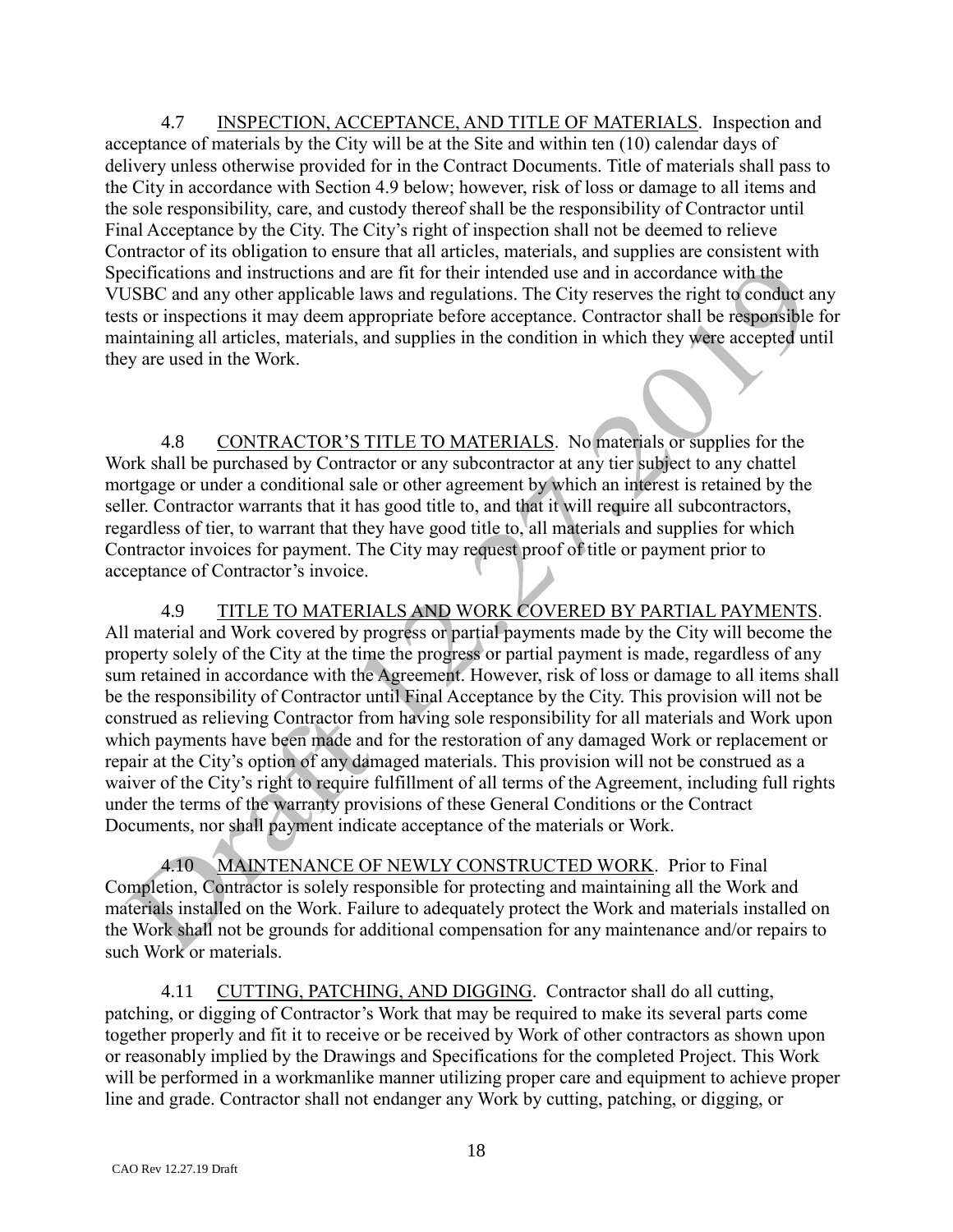4.7 INSPECTION, ACCEPTANCE, AND TITLE OF MATERIALS. Inspection and acceptance of materials by the City will be at the Site and within ten (10) calendar days of delivery unless otherwise provided for in the Contract Documents. Title of materials shall pass to the City in accordance with Section 4.9 below; however, risk of loss or damage to all items and the sole responsibility, care, and custody thereof shall be the responsibility of Contractor until Final Acceptance by the City. The City's right of inspection shall not be deemed to relieve Contractor of its obligation to ensure that all articles, materials, and supplies are consistent with Specifications and instructions and are fit for their intended use and in accordance with the VUSBC and any other applicable laws and regulations. The City reserves the right to conduct any tests or inspections it may deem appropriate before acceptance. Contractor shall be responsible for maintaining all articles, materials, and supplies in the condition in which they were accepted until they are used in the Work.

4.8 CONTRACTOR'S TITLE TO MATERIALS. No materials or supplies for the Work shall be purchased by Contractor or any subcontractor at any tier subject to any chattel mortgage or under a conditional sale or other agreement by which an interest is retained by the seller. Contractor warrants that it has good title to, and that it will require all subcontractors, regardless of tier, to warrant that they have good title to, all materials and supplies for which Contractor invoices for payment. The City may request proof of title or payment prior to acceptance of Contractor's invoice.

4.9 TITLE TO MATERIALS AND WORK COVERED BY PARTIAL PAYMENTS. All material and Work covered by progress or partial payments made by the City will become the property solely of the City at the time the progress or partial payment is made, regardless of any sum retained in accordance with the Agreement. However, risk of loss or damage to all items shall be the responsibility of Contractor until Final Acceptance by the City. This provision will not be construed as relieving Contractor from having sole responsibility for all materials and Work upon which payments have been made and for the restoration of any damaged Work or replacement or repair at the City's option of any damaged materials. This provision will not be construed as a waiver of the City's right to require fulfillment of all terms of the Agreement, including full rights under the terms of the warranty provisions of these General Conditions or the Contract Documents, nor shall payment indicate acceptance of the materials or Work.

4.10 MAINTENANCE OF NEWLY CONSTRUCTED WORK. Prior to Final Completion, Contractor is solely responsible for protecting and maintaining all the Work and materials installed on the Work. Failure to adequately protect the Work and materials installed on the Work shall not be grounds for additional compensation for any maintenance and/or repairs to such Work or materials.

4.11 CUTTING, PATCHING, AND DIGGING. Contractor shall do all cutting, patching, or digging of Contractor's Work that may be required to make its several parts come together properly and fit it to receive or be received by Work of other contractors as shown upon or reasonably implied by the Drawings and Specifications for the completed Project. This Work will be performed in a workmanlike manner utilizing proper care and equipment to achieve proper line and grade. Contractor shall not endanger any Work by cutting, patching, or digging, or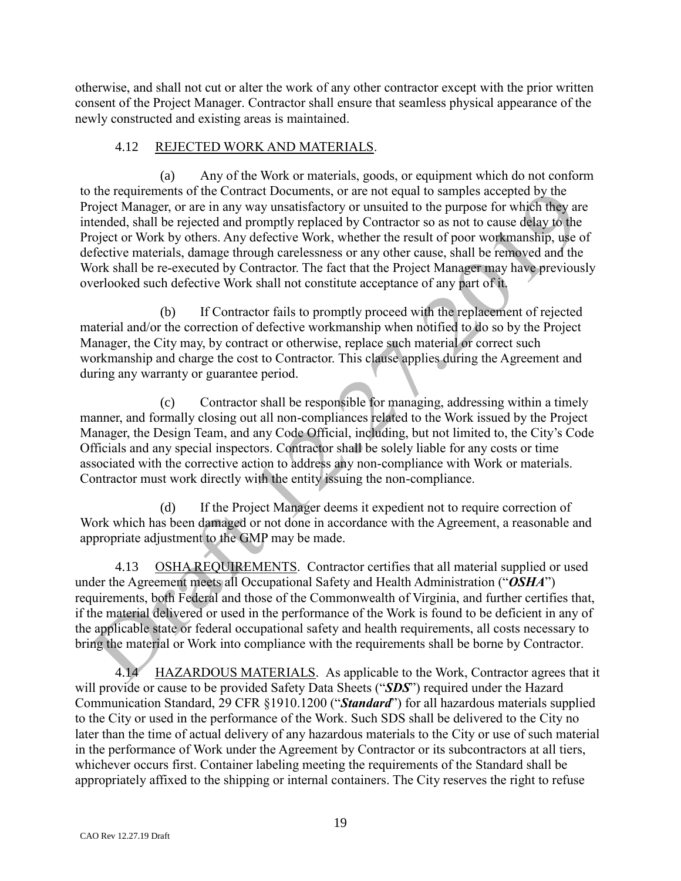otherwise, and shall not cut or alter the work of any other contractor except with the prior written consent of the Project Manager. Contractor shall ensure that seamless physical appearance of the newly constructed and existing areas is maintained.

4.12 REJECTED WORK AND MATERIALS.

(a) Any of the Work or materials, goods, or equipment which do not conform to the requirements of the Contract Documents, or are not equal to samples accepted by the Project Manager, or are in any way unsatisfactory or unsuited to the purpose for which they are intended, shall be rejected and promptly replaced by Contractor so as not to cause delay to the Project or Work by others. Any defective Work, whether the result of poor workmanship, use of defective materials, damage through carelessness or any other cause, shall be removed and the Work shall be re-executed by Contractor. The fact that the Project Manager may have previously overlooked such defective Work shall not constitute acceptance of any part of it.

(b) If Contractor fails to promptly proceed with the replacement of rejected material and/or the correction of defective workmanship when notified to do so by the Project Manager, the City may, by contract or otherwise, replace such material or correct such workmanship and charge the cost to Contractor. This clause applies during the Agreement and during any warranty or guarantee period.

(c) Contractor shall be responsible for managing, addressing within a timely manner, and formally closing out all non-compliances related to the Work issued by the Project Manager, the Design Team, and any Code Official, including, but not limited to, the City's Code Officials and any special inspectors. Contractor shall be solely liable for any costs or time associated with the corrective action to address any non-compliance with Work or materials. Contractor must work directly with the entity issuing the non-compliance.

(d) If the Project Manager deems it expedient not to require correction of Work which has been damaged or not done in accordance with the Agreement, a reasonable and appropriate adjustment to the GMP may be made.

4.13 OSHA REQUIREMENTS. Contractor certifies that all material supplied or used under the Agreement meets all Occupational Safety and Health Administration ("***OSHA***") requirements, both Federal and those of the Commonwealth of Virginia, and further certifies that, if the material delivered or used in the performance of the Work is found to be deficient in any of the applicable state or federal occupational safety and health requirements, all costs necessary to bring the material or Work into compliance with the requirements shall be borne by Contractor.

4.14 HAZARDOUS MATERIALS. As applicable to the Work, Contractor agrees that it will provide or cause to be provided Safety Data Sheets ("***SDS***") required under the Hazard Communication Standard, 29 CFR §1910.1200 ("***Standard***") for all hazardous materials supplied to the City or used in the performance of the Work. Such SDS shall be delivered to the City no later than the time of actual delivery of any hazardous materials to the City or use of such material in the performance of Work under the Agreement by Contractor or its subcontractors at all tiers, whichever occurs first. Container labeling meeting the requirements of the Standard shall be appropriately affixed to the shipping or internal containers. The City reserves the right to refuse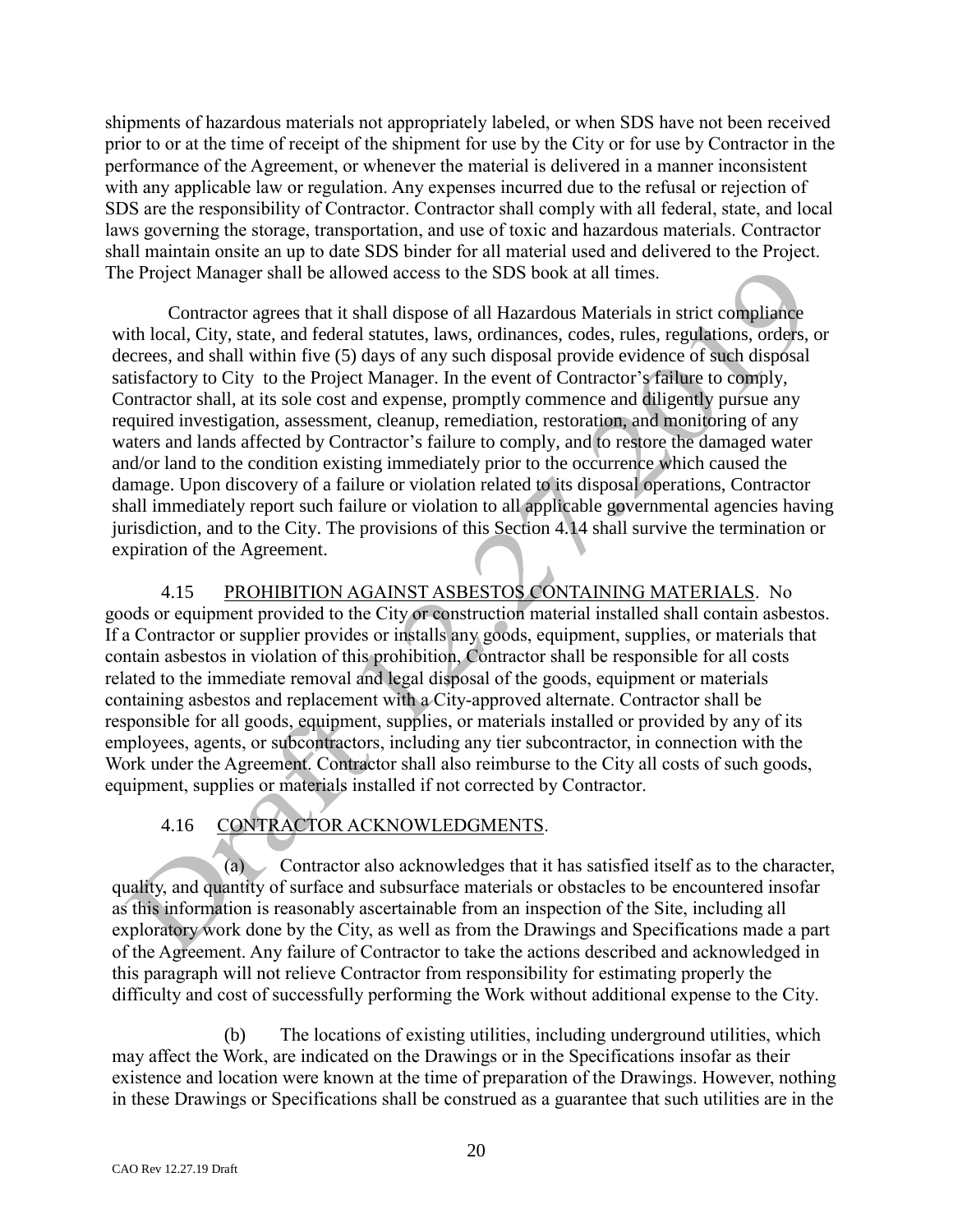shipments of hazardous materials not appropriately labeled, or when SDS have not been received prior to or at the time of receipt of the shipment for use by the City or for use by Contractor in the performance of the Agreement, or whenever the material is delivered in a manner inconsistent with any applicable law or regulation. Any expenses incurred due to the refusal or rejection of SDS are the responsibility of Contractor. Contractor shall comply with all federal, state, and local laws governing the storage, transportation, and use of toxic and hazardous materials. Contractor shall maintain onsite an up to date SDS binder for all material used and delivered to the Project. The Project Manager shall be allowed access to the SDS book at all times.

Contractor agrees that it shall dispose of all Hazardous Materials in strict compliance with local, City, state, and federal statutes, laws, ordinances, codes, rules, regulations, orders, or decrees, and shall within five (5) days of any such disposal provide evidence of such disposal satisfactory to City to the Project Manager. In the event of Contractor's failure to comply, Contractor shall, at its sole cost and expense, promptly commence and diligently pursue any required investigation, assessment, cleanup, remediation, restoration, and monitoring of any waters and lands affected by Contractor's failure to comply, and to restore the damaged water and/or land to the condition existing immediately prior to the occurrence which caused the damage. Upon discovery of a failure or violation related to its disposal operations, Contractor shall immediately report such failure or violation to all applicable governmental agencies having jurisdiction, and to the City. The provisions of this Section 4.14 shall survive the termination or expiration of the Agreement.

4.15 PROHIBITION AGAINST ASBESTOS CONTAINING MATERIALS. No goods or equipment provided to the City or construction material installed shall contain asbestos. If a Contractor or supplier provides or installs any goods, equipment, supplies, or materials that contain asbestos in violation of this prohibition, Contractor shall be responsible for all costs related to the immediate removal and legal disposal of the goods, equipment or materials containing asbestos and replacement with a City-approved alternate. Contractor shall be responsible for all goods, equipment, supplies, or materials installed or provided by any of its employees, agents, or subcontractors, including any tier subcontractor, in connection with the Work under the Agreement. Contractor shall also reimburse to the City all costs of such goods, equipment, supplies or materials installed if not corrected by Contractor.

4.16 CONTRACTOR ACKNOWLEDGMENTS.

(a) Contractor also acknowledges that it has satisfied itself as to the character, quality, and quantity of surface and subsurface materials or obstacles to be encountered insofar as this information is reasonably ascertainable from an inspection of the Site, including all exploratory work done by the City, as well as from the Drawings and Specifications made a part of the Agreement. Any failure of Contractor to take the actions described and acknowledged in this paragraph will not relieve Contractor from responsibility for estimating properly the difficulty and cost of successfully performing the Work without additional expense to the City.

(b) The locations of existing utilities, including underground utilities, which may affect the Work, are indicated on the Drawings or in the Specifications insofar as their existence and location were known at the time of preparation of the Drawings. However, nothing in these Drawings or Specifications shall be construed as a guarantee that such utilities are in the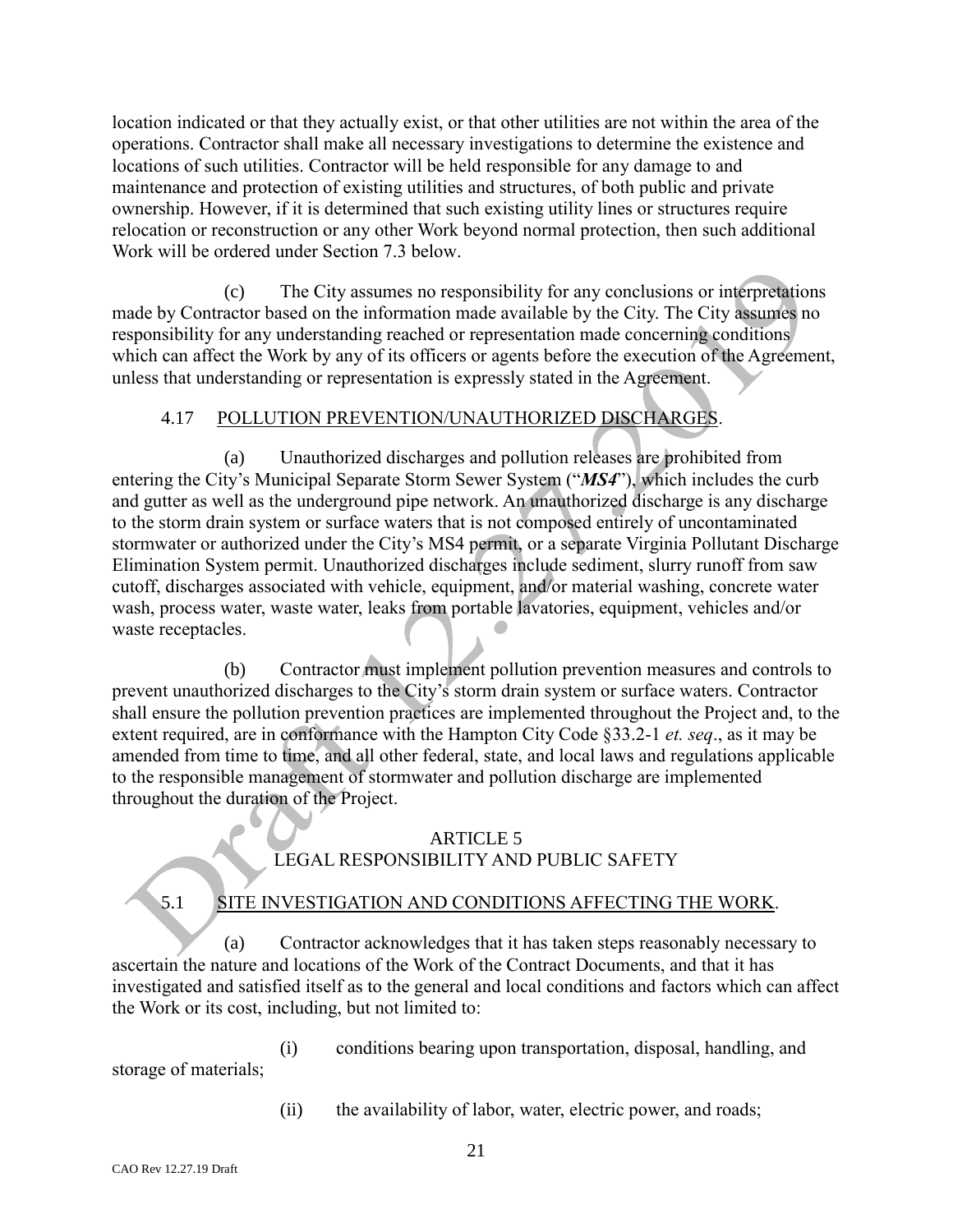location indicated or that they actually exist, or that other utilities are not within the area of the operations. Contractor shall make all necessary investigations to determine the existence and locations of such utilities. Contractor will be held responsible for any damage to and maintenance and protection of existing utilities and structures, of both public and private ownership. However, if it is determined that such existing utility lines or structures require relocation or reconstruction or any other Work beyond normal protection, then such additional Work will be ordered under Section 7.3 below.

(c) The City assumes no responsibility for any conclusions or interpretations made by Contractor based on the information made available by the City. The City assumes no responsibility for any understanding reached or representation made concerning conditions which can affect the Work by any of its officers or agents before the execution of the Agreement, unless that understanding or representation is expressly stated in the Agreement.

4.17 POLLUTION PREVENTION/UNAUTHORIZED DISCHARGES.

(a) Unauthorized discharges and pollution releases are prohibited from entering the City's Municipal Separate Storm Sewer System ("***MS4***"), which includes the curb and gutter as well as the underground pipe network. An unauthorized discharge is any discharge to the storm drain system or surface waters that is not composed entirely of uncontaminated stormwater or authorized under the City's MS4 permit, or a separate Virginia Pollutant Discharge Elimination System permit. Unauthorized discharges include sediment, slurry runoff from saw cutoff, discharges associated with vehicle, equipment, and/or material washing, concrete water wash, process water, waste water, leaks from portable lavatories, equipment, vehicles and/or waste receptacles.

(b) Contractor must implement pollution prevention measures and controls to prevent unauthorized discharges to the City's storm drain system or surface waters. Contractor shall ensure the pollution prevention practices are implemented throughout the Project and, to the extent required, are in conformance with the Hampton City Code §33.2-1 *et. seq*., as it may be amended from time to time, and all other federal, state, and local laws and regulations applicable to the responsible management of stormwater and pollution discharge are implemented throughout the duration of the Project.

## ARTICLE 5
## LEGAL RESPONSIBILITY AND PUBLIC SAFETY

5.1 SITE INVESTIGATION AND CONDITIONS AFFECTING THE WORK.

(a) Contractor acknowledges that it has taken steps reasonably necessary to ascertain the nature and locations of the Work of the Contract Documents, and that it has investigated and satisfied itself as to the general and local conditions and factors which can affect the Work or its cost, including, but not limited to:

(i) conditions bearing upon transportation, disposal, handling, and storage of materials;

(ii) the availability of labor, water, electric power, and roads;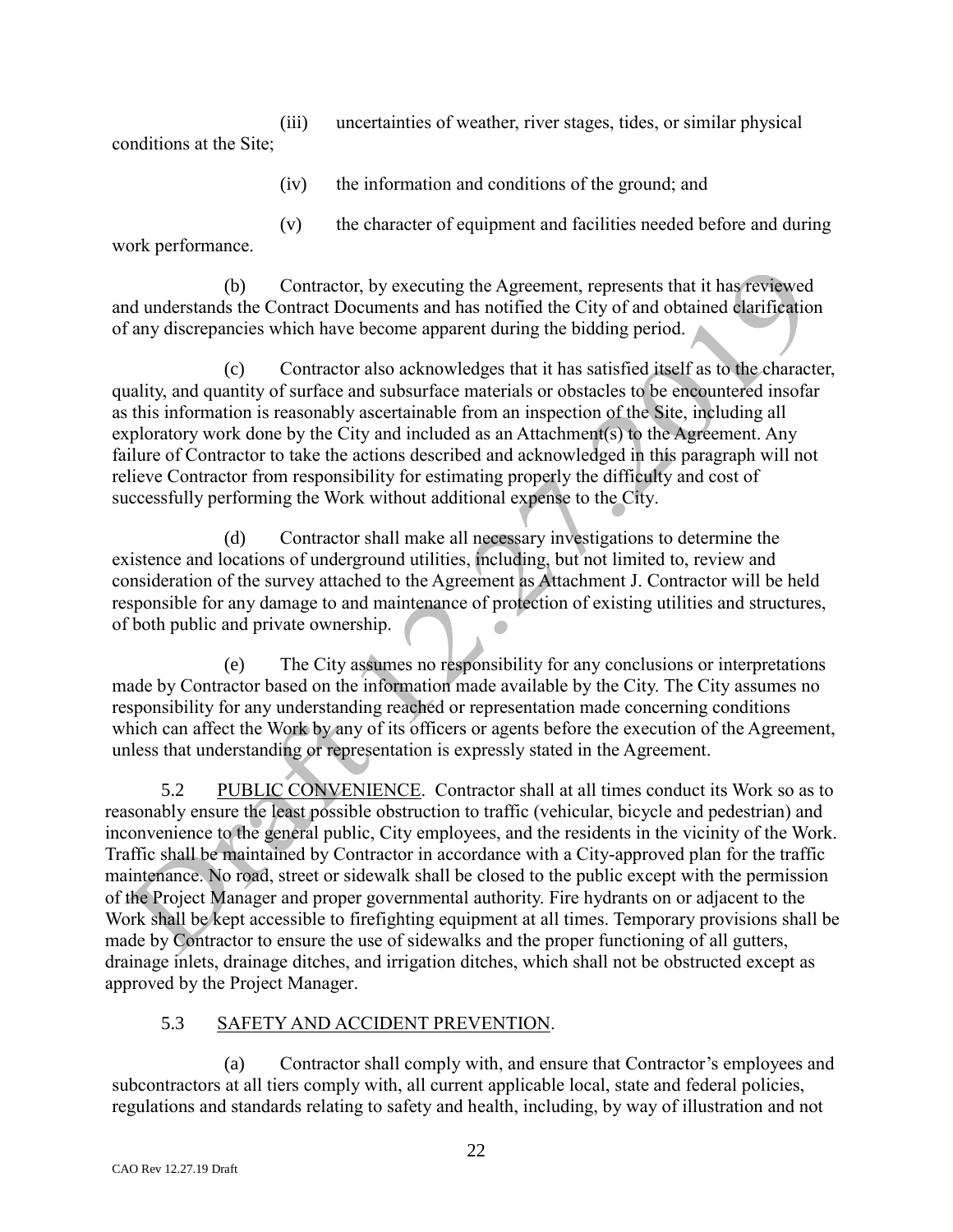(iii) uncertainties of weather, river stages, tides, or similar physical conditions at the Site;

(iv) the information and conditions of the ground; and

(v) the character of equipment and facilities needed before and during work performance.

(b) Contractor, by executing the Agreement, represents that it has reviewed and understands the Contract Documents and has notified the City of and obtained clarification of any discrepancies which have become apparent during the bidding period.

(c) Contractor also acknowledges that it has satisfied itself as to the character, quality, and quantity of surface and subsurface materials or obstacles to be encountered insofar as this information is reasonably ascertainable from an inspection of the Site, including all exploratory work done by the City and included as an Attachment(s) to the Agreement. Any failure of Contractor to take the actions described and acknowledged in this paragraph will not relieve Contractor from responsibility for estimating properly the difficulty and cost of successfully performing the Work without additional expense to the City.

(d) Contractor shall make all necessary investigations to determine the existence and locations of underground utilities, including, but not limited to, review and consideration of the survey attached to the Agreement as Attachment J. Contractor will be held responsible for any damage to and maintenance of protection of existing utilities and structures, of both public and private ownership.

(e) The City assumes no responsibility for any conclusions or interpretations made by Contractor based on the information made available by the City. The City assumes no responsibility for any understanding reached or representation made concerning conditions which can affect the Work by any of its officers or agents before the execution of the Agreement, unless that understanding or representation is expressly stated in the Agreement.

5.2 PUBLIC CONVENIENCE. Contractor shall at all times conduct its Work so as to reasonably ensure the least possible obstruction to traffic (vehicular, bicycle and pedestrian) and inconvenience to the general public, City employees, and the residents in the vicinity of the Work. Traffic shall be maintained by Contractor in accordance with a City-approved plan for the traffic maintenance. No road, street or sidewalk shall be closed to the public except with the permission of the Project Manager and proper governmental authority. Fire hydrants on or adjacent to the Work shall be kept accessible to firefighting equipment at all times. Temporary provisions shall be made by Contractor to ensure the use of sidewalks and the proper functioning of all gutters, drainage inlets, drainage ditches, and irrigation ditches, which shall not be obstructed except as approved by the Project Manager.

5.3 SAFETY AND ACCIDENT PREVENTION.

(a) Contractor shall comply with, and ensure that Contractor's employees and subcontractors at all tiers comply with, all current applicable local, state and federal policies, regulations and standards relating to safety and health, including, by way of illustration and not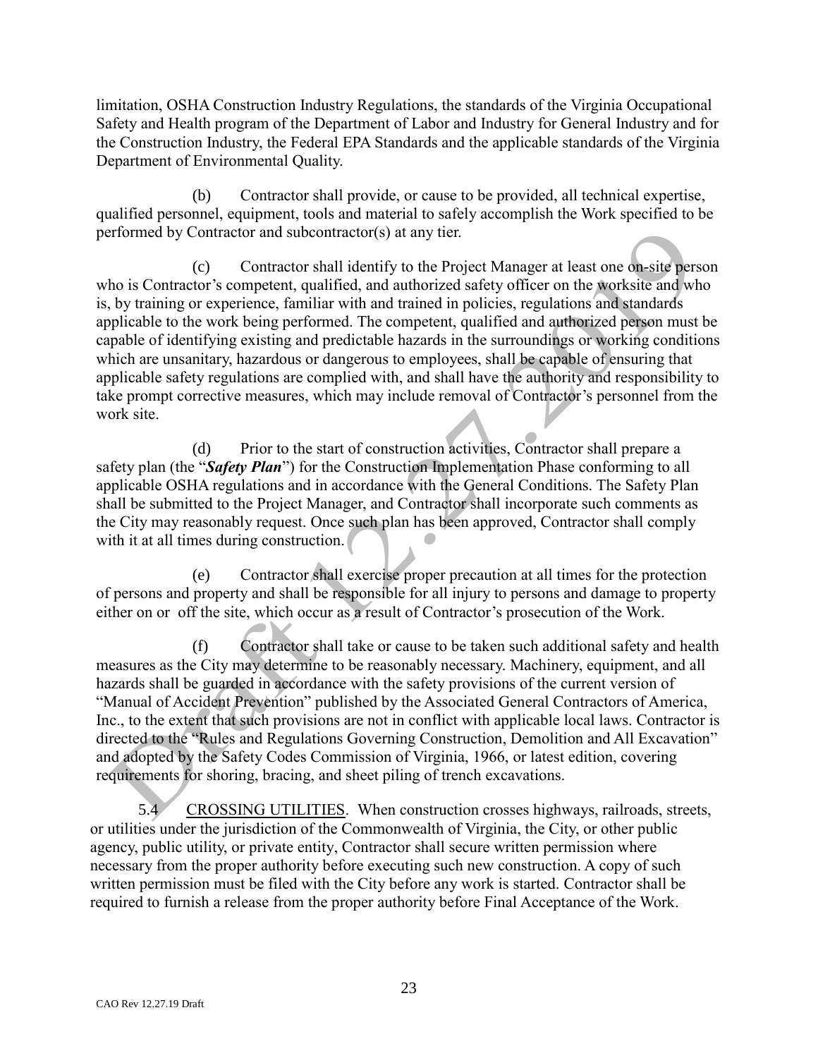limitation, OSHA Construction Industry Regulations, the standards of the Virginia Occupational Safety and Health program of the Department of Labor and Industry for General Industry and for the Construction Industry, the Federal EPA Standards and the applicable standards of the Virginia Department of Environmental Quality.

(b) Contractor shall provide, or cause to be provided, all technical expertise, qualified personnel, equipment, tools and material to safely accomplish the Work specified to be performed by Contractor and subcontractor(s) at any tier.

(c) Contractor shall identify to the Project Manager at least one on-site person who is Contractor's competent, qualified, and authorized safety officer on the worksite and who is, by training or experience, familiar with and trained in policies, regulations and standards applicable to the work being performed. The competent, qualified and authorized person must be capable of identifying existing and predictable hazards in the surroundings or working conditions which are unsanitary, hazardous or dangerous to employees, shall be capable of ensuring that applicable safety regulations are complied with, and shall have the authority and responsibility to take prompt corrective measures, which may include removal of Contractor's personnel from the work site.

(d) Prior to the start of construction activities, Contractor shall prepare a safety plan (the "***Safety Plan***") for the Construction Implementation Phase conforming to all applicable OSHA regulations and in accordance with the General Conditions. The Safety Plan shall be submitted to the Project Manager, and Contractor shall incorporate such comments as the City may reasonably request. Once such plan has been approved, Contractor shall comply with it at all times during construction.

(e) Contractor shall exercise proper precaution at all times for the protection of persons and property and shall be responsible for all injury to persons and damage to property either on or off the site, which occur as a result of Contractor's prosecution of the Work.

(f) Contractor shall take or cause to be taken such additional safety and health measures as the City may determine to be reasonably necessary. Machinery, equipment, and all hazards shall be guarded in accordance with the safety provisions of the current version of "Manual of Accident Prevention" published by the Associated General Contractors of America, Inc., to the extent that such provisions are not in conflict with applicable local laws. Contractor is directed to the "Rules and Regulations Governing Construction, Demolition and All Excavation" and adopted by the Safety Codes Commission of Virginia, 1966, or latest edition, covering requirements for shoring, bracing, and sheet piling of trench excavations.

5.4 CROSSING UTILITIES. When construction crosses highways, railroads, streets, or utilities under the jurisdiction of the Commonwealth of Virginia, the City, or other public agency, public utility, or private entity, Contractor shall secure written permission where necessary from the proper authority before executing such new construction. A copy of such written permission must be filed with the City before any work is started. Contractor shall be required to furnish a release from the proper authority before Final Acceptance of the Work.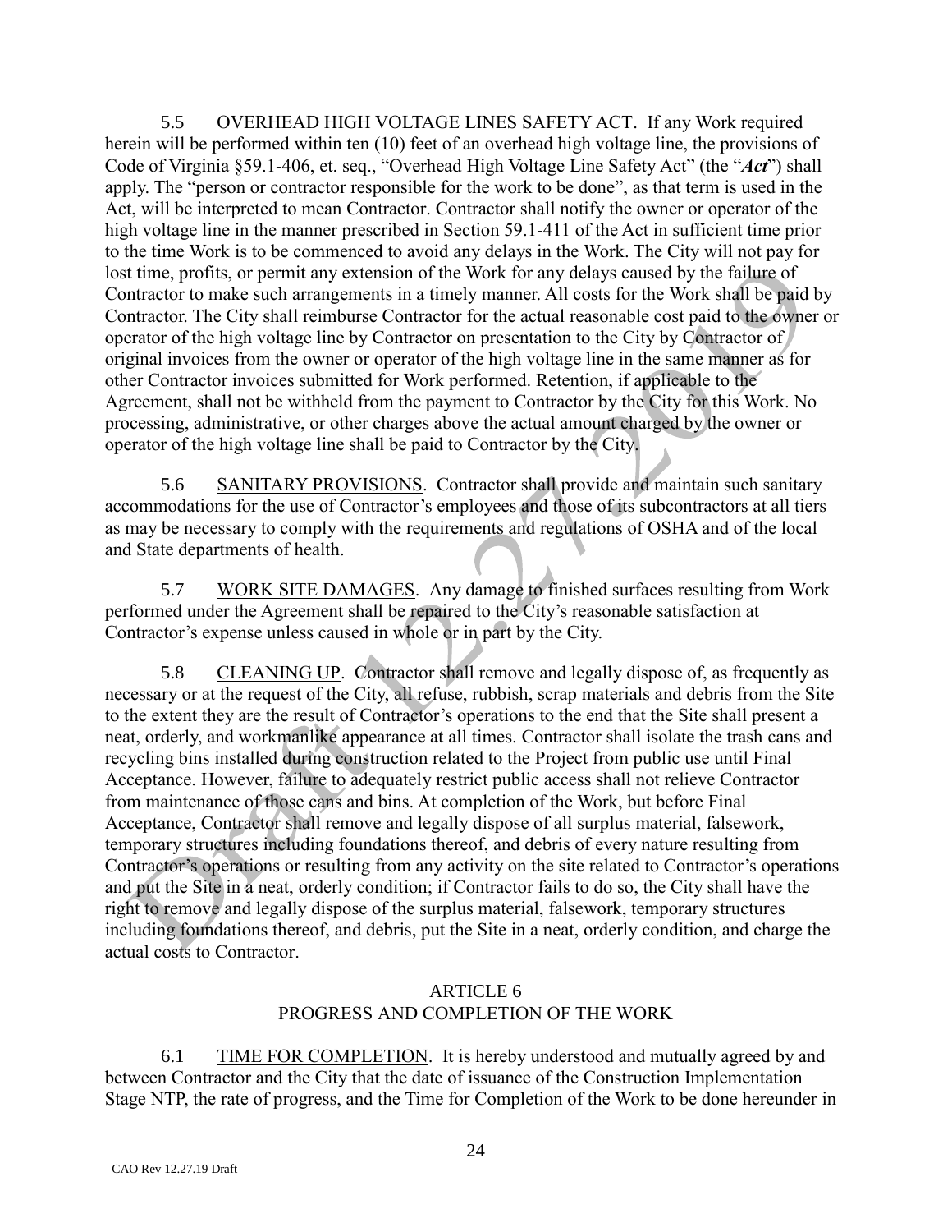5.5 OVERHEAD HIGH VOLTAGE LINES SAFETY ACT. If any Work required herein will be performed within ten (10) feet of an overhead high voltage line, the provisions of Code of Virginia §59.1-406, et. seq., "Overhead High Voltage Line Safety Act" (the "***Act***") shall apply. The "person or contractor responsible for the work to be done", as that term is used in the Act, will be interpreted to mean Contractor. Contractor shall notify the owner or operator of the high voltage line in the manner prescribed in Section 59.1-411 of the Act in sufficient time prior to the time Work is to be commenced to avoid any delays in the Work. The City will not pay for lost time, profits, or permit any extension of the Work for any delays caused by the failure of Contractor to make such arrangements in a timely manner. All costs for the Work shall be paid by Contractor. The City shall reimburse Contractor for the actual reasonable cost paid to the owner or operator of the high voltage line by Contractor on presentation to the City by Contractor of original invoices from the owner or operator of the high voltage line in the same manner as for other Contractor invoices submitted for Work performed. Retention, if applicable to the Agreement, shall not be withheld from the payment to Contractor by the City for this Work. No processing, administrative, or other charges above the actual amount charged by the owner or operator of the high voltage line shall be paid to Contractor by the City.

5.6 SANITARY PROVISIONS. Contractor shall provide and maintain such sanitary accommodations for the use of Contractor's employees and those of its subcontractors at all tiers as may be necessary to comply with the requirements and regulations of OSHA and of the local and State departments of health.

5.7 WORK SITE DAMAGES. Any damage to finished surfaces resulting from Work performed under the Agreement shall be repaired to the City's reasonable satisfaction at Contractor's expense unless caused in whole or in part by the City.

5.8 CLEANING UP. Contractor shall remove and legally dispose of, as frequently as necessary or at the request of the City, all refuse, rubbish, scrap materials and debris from the Site to the extent they are the result of Contractor's operations to the end that the Site shall present a neat, orderly, and workmanlike appearance at all times. Contractor shall isolate the trash cans and recycling bins installed during construction related to the Project from public use until Final Acceptance. However, failure to adequately restrict public access shall not relieve Contractor from maintenance of those cans and bins. At completion of the Work, but before Final Acceptance, Contractor shall remove and legally dispose of all surplus material, falsework, temporary structures including foundations thereof, and debris of every nature resulting from Contractor's operations or resulting from any activity on the site related to Contractor's operations and put the Site in a neat, orderly condition; if Contractor fails to do so, the City shall have the right to remove and legally dispose of the surplus material, falsework, temporary structures including foundations thereof, and debris, put the Site in a neat, orderly condition, and charge the actual costs to Contractor.

## ARTICLE 6
## PROGRESS AND COMPLETION OF THE WORK

6.1 TIME FOR COMPLETION. It is hereby understood and mutually agreed by and between Contractor and the City that the date of issuance of the Construction Implementation Stage NTP, the rate of progress, and the Time for Completion of the Work to be done hereunder in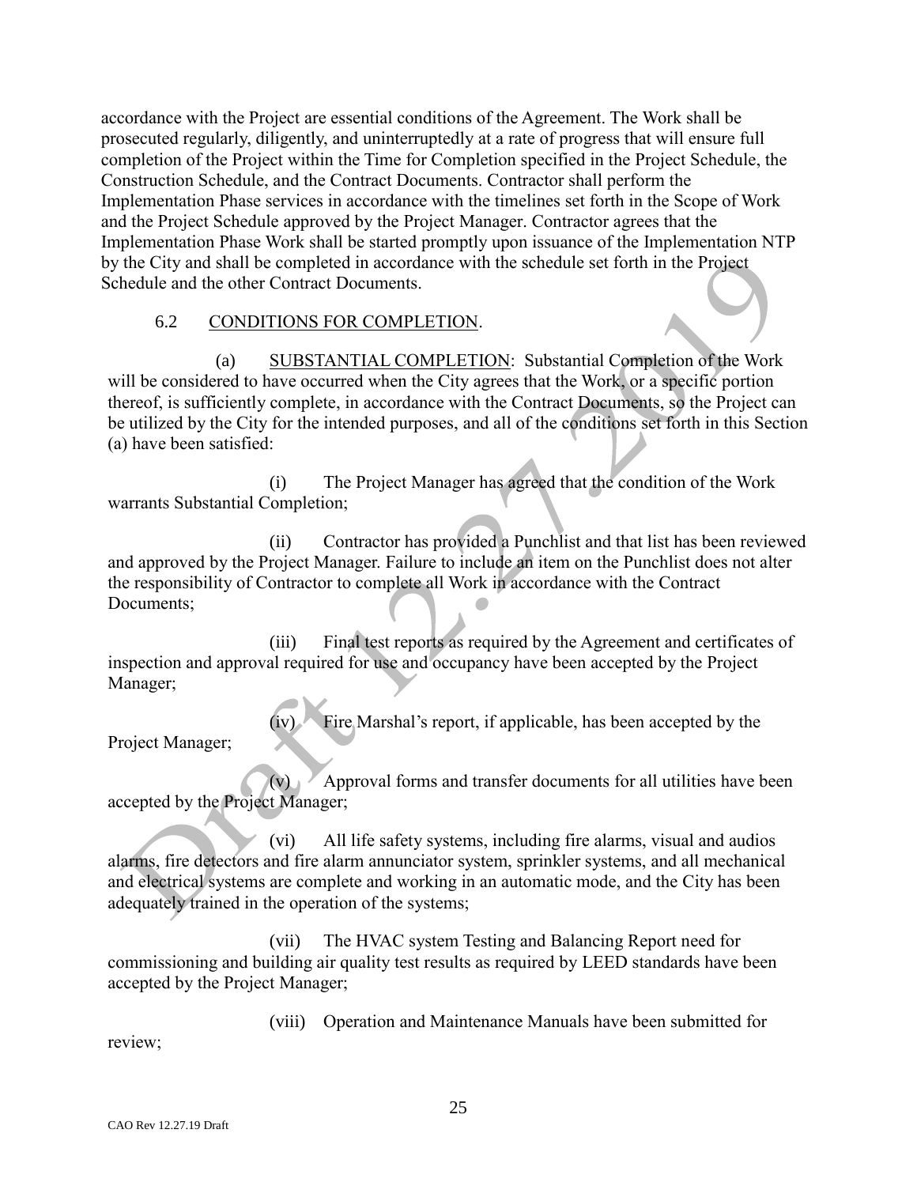accordance with the Project are essential conditions of the Agreement. The Work shall be prosecuted regularly, diligently, and uninterruptedly at a rate of progress that will ensure full completion of the Project within the Time for Completion specified in the Project Schedule, the Construction Schedule, and the Contract Documents. Contractor shall perform the Implementation Phase services in accordance with the timelines set forth in the Scope of Work and the Project Schedule approved by the Project Manager. Contractor agrees that the Implementation Phase Work shall be started promptly upon issuance of the Implementation NTP by the City and shall be completed in accordance with the schedule set forth in the Project Schedule and the other Contract Documents.

6.2 CONDITIONS FOR COMPLETION.

(a) SUBSTANTIAL COMPLETION: Substantial Completion of the Work will be considered to have occurred when the City agrees that the Work, or a specific portion thereof, is sufficiently complete, in accordance with the Contract Documents, so the Project can be utilized by the City for the intended purposes, and all of the conditions set forth in this Section (a) have been satisfied:

(i) The Project Manager has agreed that the condition of the Work warrants Substantial Completion;

(ii) Contractor has provided a Punchlist and that list has been reviewed and approved by the Project Manager. Failure to include an item on the Punchlist does not alter the responsibility of Contractor to complete all Work in accordance with the Contract Documents;

(iii) Final test reports as required by the Agreement and certificates of inspection and approval required for use and occupancy have been accepted by the Project Manager;

(iv) Fire Marshal's report, if applicable, has been accepted by the Project Manager;

(v) Approval forms and transfer documents for all utilities have been accepted by the Project Manager;

(vi) All life safety systems, including fire alarms, visual and audios alarms, fire detectors and fire alarm annunciator system, sprinkler systems, and all mechanical and electrical systems are complete and working in an automatic mode, and the City has been adequately trained in the operation of the systems;

(vii) The HVAC system Testing and Balancing Report need for commissioning and building air quality test results as required by LEED standards have been accepted by the Project Manager;

(viii) Operation and Maintenance Manuals have been submitted for review;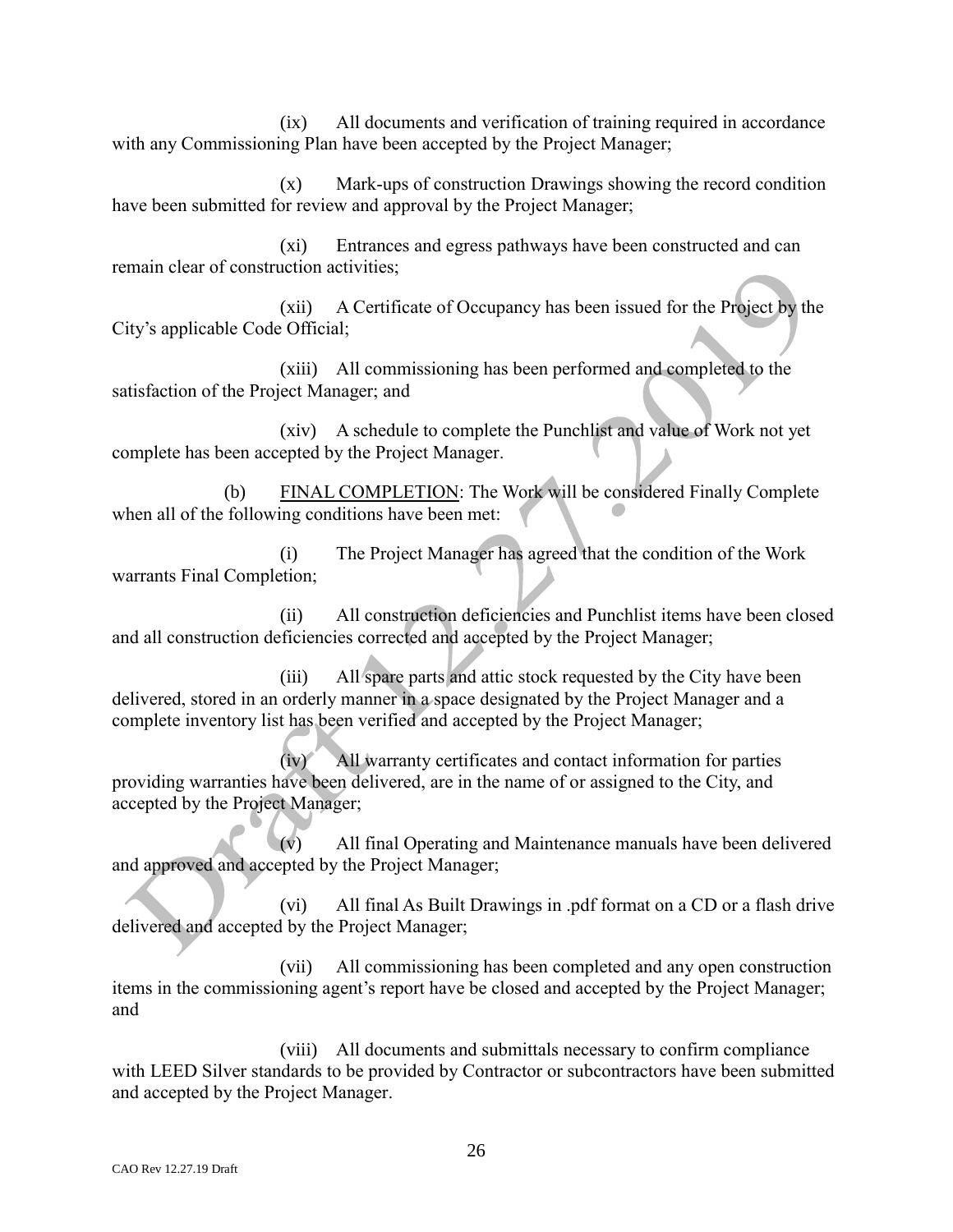(ix) All documents and verification of training required in accordance with any Commissioning Plan have been accepted by the Project Manager;

(x) Mark-ups of construction Drawings showing the record condition have been submitted for review and approval by the Project Manager;

(xi) Entrances and egress pathways have been constructed and can remain clear of construction activities;

(xii) A Certificate of Occupancy has been issued for the Project by the City's applicable Code Official;

(xiii) All commissioning has been performed and completed to the satisfaction of the Project Manager; and

(xiv) A schedule to complete the Punchlist and value of Work not yet complete has been accepted by the Project Manager.

(b) FINAL COMPLETION: The Work will be considered Finally Complete when all of the following conditions have been met:

(i) The Project Manager has agreed that the condition of the Work warrants Final Completion;

(ii) All construction deficiencies and Punchlist items have been closed and all construction deficiencies corrected and accepted by the Project Manager;

(iii) All spare parts and attic stock requested by the City have been delivered, stored in an orderly manner in a space designated by the Project Manager and a complete inventory list has been verified and accepted by the Project Manager;

(iv) All warranty certificates and contact information for parties providing warranties have been delivered, are in the name of or assigned to the City, and accepted by the Project Manager;

(v) All final Operating and Maintenance manuals have been delivered and approved and accepted by the Project Manager;

(vi) All final As Built Drawings in .pdf format on a CD or a flash drive delivered and accepted by the Project Manager;

(vii) All commissioning has been completed and any open construction items in the commissioning agent's report have be closed and accepted by the Project Manager; and

(viii) All documents and submittals necessary to confirm compliance with LEED Silver standards to be provided by Contractor or subcontractors have been submitted and accepted by the Project Manager.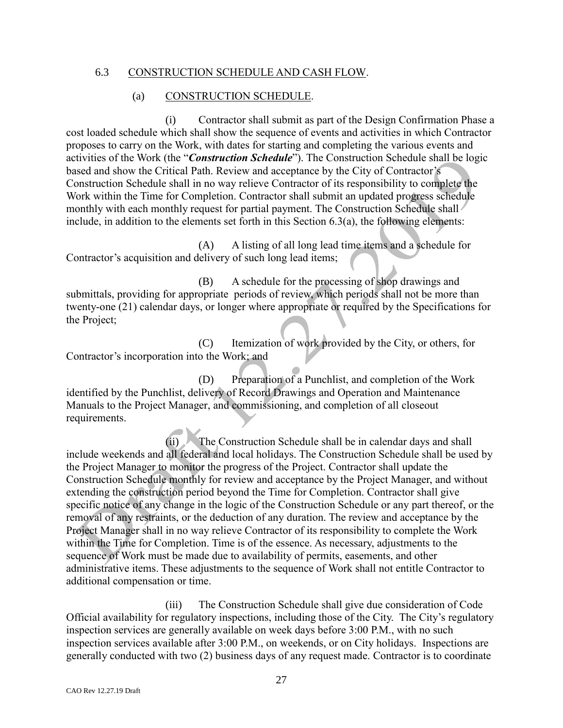6.3 CONSTRUCTION SCHEDULE AND CASH FLOW.

(a) CONSTRUCTION SCHEDULE.

(i) Contractor shall submit as part of the Design Confirmation Phase a cost loaded schedule which shall show the sequence of events and activities in which Contractor proposes to carry on the Work, with dates for starting and completing the various events and activities of the Work (the "***Construction Schedule***"). The Construction Schedule shall be logic based and show the Critical Path. Review and acceptance by the City of Contractor's Construction Schedule shall in no way relieve Contractor of its responsibility to complete the Work within the Time for Completion. Contractor shall submit an updated progress schedule monthly with each monthly request for partial payment. The Construction Schedule shall include, in addition to the elements set forth in this Section 6.3(a), the following elements:

(A) A listing of all long lead time items and a schedule for Contractor's acquisition and delivery of such long lead items;

(B) A schedule for the processing of shop drawings and submittals, providing for appropriate periods of review, which periods shall not be more than twenty-one (21) calendar days, or longer where appropriate or required by the Specifications for the Project;

(C) Itemization of work provided by the City, or others, for Contractor's incorporation into the Work; and

(D) Preparation of a Punchlist, and completion of the Work identified by the Punchlist, delivery of Record Drawings and Operation and Maintenance Manuals to the Project Manager, and commissioning, and completion of all closeout requirements.

(ii) The Construction Schedule shall be in calendar days and shall include weekends and all federal and local holidays. The Construction Schedule shall be used by the Project Manager to monitor the progress of the Project. Contractor shall update the Construction Schedule monthly for review and acceptance by the Project Manager, and without extending the construction period beyond the Time for Completion. Contractor shall give specific notice of any change in the logic of the Construction Schedule or any part thereof, or the removal of any restraints, or the deduction of any duration. The review and acceptance by the Project Manager shall in no way relieve Contractor of its responsibility to complete the Work within the Time for Completion. Time is of the essence. As necessary, adjustments to the sequence of Work must be made due to availability of permits, easements, and other administrative items. These adjustments to the sequence of Work shall not entitle Contractor to additional compensation or time.

(iii) The Construction Schedule shall give due consideration of Code Official availability for regulatory inspections, including those of the City. The City's regulatory inspection services are generally available on week days before 3:00 P.M., with no such inspection services available after 3:00 P.M., on weekends, or on City holidays. Inspections are generally conducted with two (2) business days of any request made. Contractor is to coordinate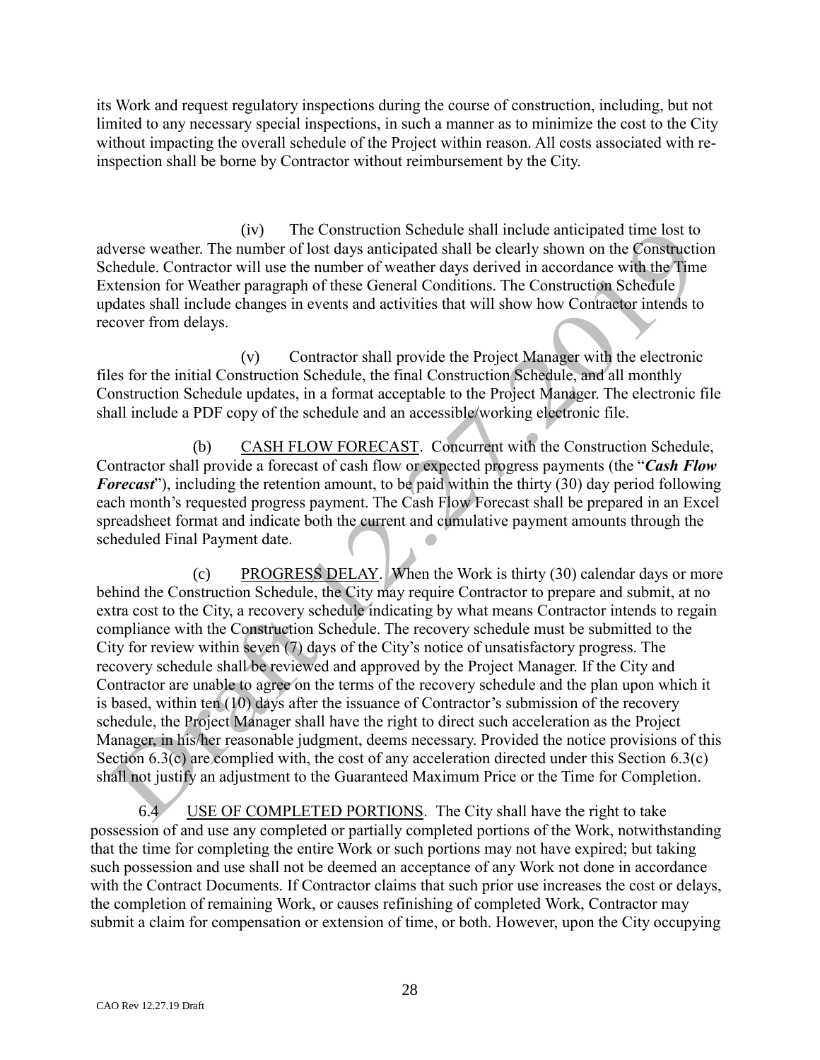its Work and request regulatory inspections during the course of construction, including, but not limited to any necessary special inspections, in such a manner as to minimize the cost to the City without impacting the overall schedule of the Project within reason. All costs associated with re-inspection shall be borne by Contractor without reimbursement by the City.

(iv) The Construction Schedule shall include anticipated time lost to adverse weather. The number of lost days anticipated shall be clearly shown on the Construction Schedule. Contractor will use the number of weather days derived in accordance with the Time Extension for Weather paragraph of these General Conditions. The Construction Schedule updates shall include changes in events and activities that will show how Contractor intends to recover from delays.

(v) Contractor shall provide the Project Manager with the electronic files for the initial Construction Schedule, the final Construction Schedule, and all monthly Construction Schedule updates, in a format acceptable to the Project Manager. The electronic file shall include a PDF copy of the schedule and an accessible/working electronic file.

(b) CASH FLOW FORECAST. Concurrent with the Construction Schedule, Contractor shall provide a forecast of cash flow or expected progress payments (the "***Cash Flow Forecast***"), including the retention amount, to be paid within the thirty (30) day period following each month's requested progress payment. The Cash Flow Forecast shall be prepared in an Excel spreadsheet format and indicate both the current and cumulative payment amounts through the scheduled Final Payment date.

(c) PROGRESS DELAY. When the Work is thirty (30) calendar days or more behind the Construction Schedule, the City may require Contractor to prepare and submit, at no extra cost to the City, a recovery schedule indicating by what means Contractor intends to regain compliance with the Construction Schedule. The recovery schedule must be submitted to the City for review within seven (7) days of the City's notice of unsatisfactory progress. The recovery schedule shall be reviewed and approved by the Project Manager. If the City and Contractor are unable to agree on the terms of the recovery schedule and the plan upon which it is based, within ten (10) days after the issuance of Contractor's submission of the recovery schedule, the Project Manager shall have the right to direct such acceleration as the Project Manager, in his/her reasonable judgment, deems necessary. Provided the notice provisions of this Section 6.3(c) are complied with, the cost of any acceleration directed under this Section 6.3(c) shall not justify an adjustment to the Guaranteed Maximum Price or the Time for Completion.

6.4 USE OF COMPLETED PORTIONS. The City shall have the right to take possession of and use any completed or partially completed portions of the Work, notwithstanding that the time for completing the entire Work or such portions may not have expired; but taking such possession and use shall not be deemed an acceptance of any Work not done in accordance with the Contract Documents. If Contractor claims that such prior use increases the cost or delays, the completion of remaining Work, or causes refinishing of completed Work, Contractor may submit a claim for compensation or extension of time, or both. However, upon the City occupying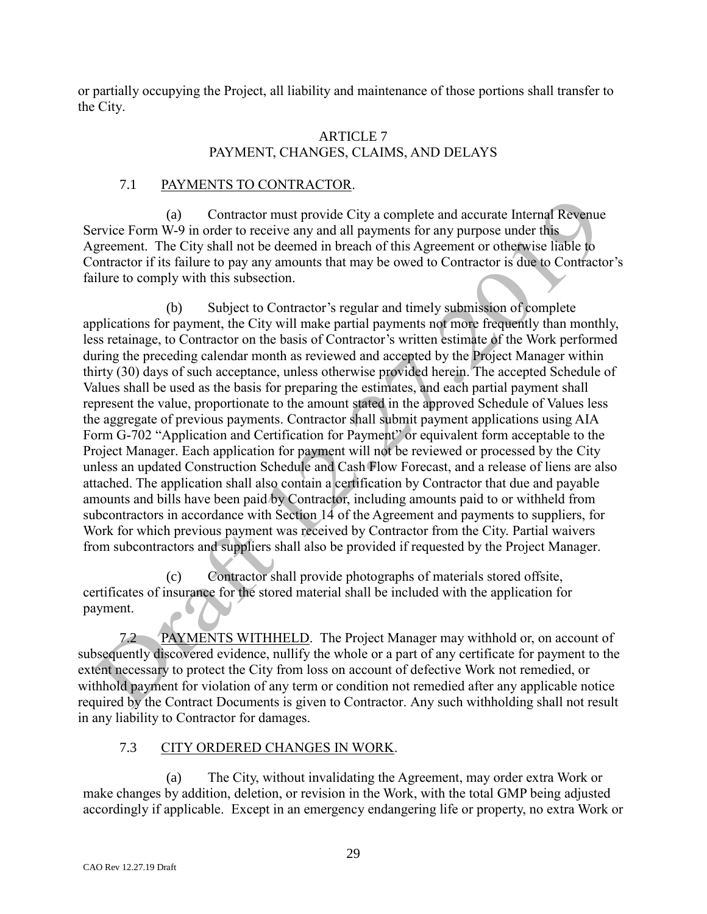or partially occupying the Project, all liability and maintenance of those portions shall transfer to the City.

## ARTICLE 7
## PAYMENT, CHANGES, CLAIMS, AND DELAYS

### 7.1 PAYMENTS TO CONTRACTOR.

(a) Contractor must provide City a complete and accurate Internal Revenue Service Form W-9 in order to receive any and all payments for any purpose under this Agreement. The City shall not be deemed in breach of this Agreement or otherwise liable to Contractor if its failure to pay any amounts that may be owed to Contractor is due to Contractor's failure to comply with this subsection.

(b) Subject to Contractor's regular and timely submission of complete applications for payment, the City will make partial payments not more frequently than monthly, less retainage, to Contractor on the basis of Contractor's written estimate of the Work performed during the preceding calendar month as reviewed and accepted by the Project Manager within thirty (30) days of such acceptance, unless otherwise provided herein. The accepted Schedule of Values shall be used as the basis for preparing the estimates, and each partial payment shall represent the value, proportionate to the amount stated in the approved Schedule of Values less the aggregate of previous payments. Contractor shall submit payment applications using AIA Form G-702 "Application and Certification for Payment" or equivalent form acceptable to the Project Manager. Each application for payment will not be reviewed or processed by the City unless an updated Construction Schedule and Cash Flow Forecast, and a release of liens are also attached. The application shall also contain a certification by Contractor that due and payable amounts and bills have been paid by Contractor, including amounts paid to or withheld from subcontractors in accordance with Section 14 of the Agreement and payments to suppliers, for Work for which previous payment was received by Contractor from the City. Partial waivers from subcontractors and suppliers shall also be provided if requested by the Project Manager.

(c) Contractor shall provide photographs of materials stored offsite, certificates of insurance for the stored material shall be included with the application for payment.

### 7.2 PAYMENTS WITHHELD.

The Project Manager may withhold or, on account of subsequently discovered evidence, nullify the whole or a part of any certificate for payment to the extent necessary to protect the City from loss on account of defective Work not remedied, or withhold payment for violation of any term or condition not remedied after any applicable notice required by the Contract Documents is given to Contractor. Any such withholding shall not result in any liability to Contractor for damages.

### 7.3 CITY ORDERED CHANGES IN WORK.

(a) The City, without invalidating the Agreement, may order extra Work or make changes by addition, deletion, or revision in the Work, with the total GMP being adjusted accordingly if applicable. Except in an emergency endangering life or property, no extra Work or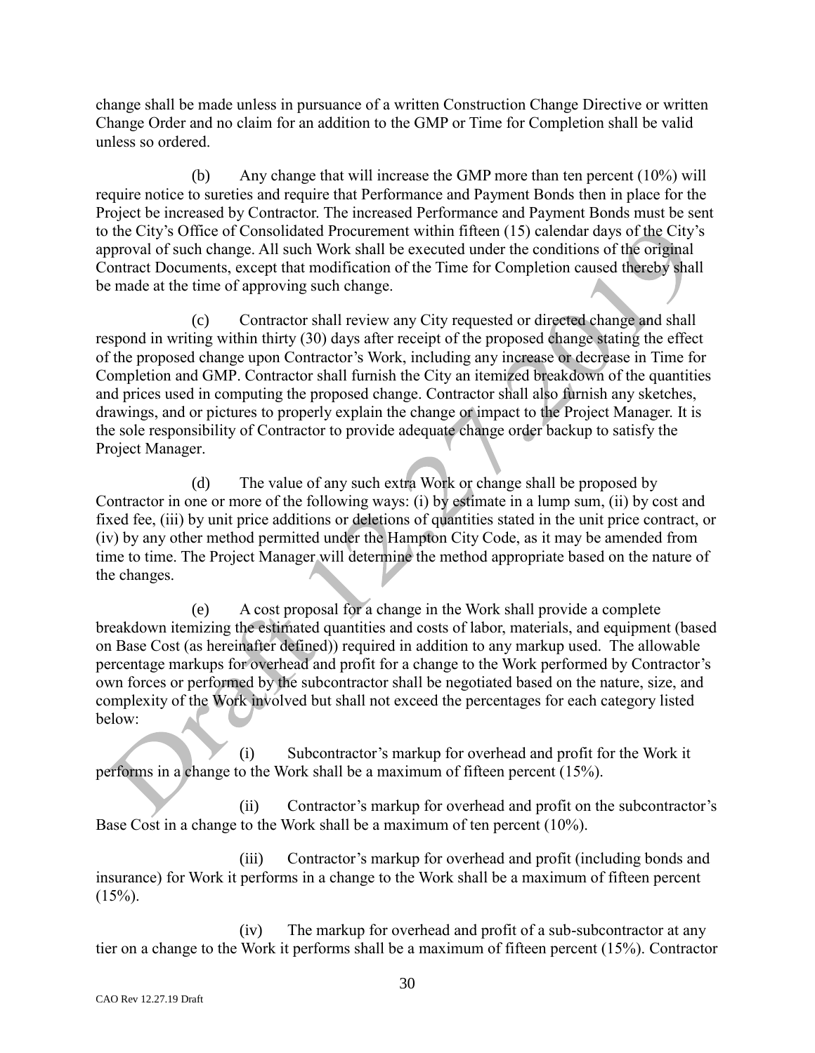change shall be made unless in pursuance of a written Construction Change Directive or written Change Order and no claim for an addition to the GMP or Time for Completion shall be valid unless so ordered.

(b) Any change that will increase the GMP more than ten percent (10%) will require notice to sureties and require that Performance and Payment Bonds then in place for the Project be increased by Contractor. The increased Performance and Payment Bonds must be sent to the City's Office of Consolidated Procurement within fifteen (15) calendar days of the City's approval of such change. All such Work shall be executed under the conditions of the original Contract Documents, except that modification of the Time for Completion caused thereby shall be made at the time of approving such change.

(c) Contractor shall review any City requested or directed change and shall respond in writing within thirty (30) days after receipt of the proposed change stating the effect of the proposed change upon Contractor's Work, including any increase or decrease in Time for Completion and GMP. Contractor shall furnish the City an itemized breakdown of the quantities and prices used in computing the proposed change. Contractor shall also furnish any sketches, drawings, and or pictures to properly explain the change or impact to the Project Manager. It is the sole responsibility of Contractor to provide adequate change order backup to satisfy the Project Manager.

(d) The value of any such extra Work or change shall be proposed by Contractor in one or more of the following ways: (i) by estimate in a lump sum, (ii) by cost and fixed fee, (iii) by unit price additions or deletions of quantities stated in the unit price contract, or (iv) by any other method permitted under the Hampton City Code, as it may be amended from time to time. The Project Manager will determine the method appropriate based on the nature of the changes.

(e) A cost proposal for a change in the Work shall provide a complete breakdown itemizing the estimated quantities and costs of labor, materials, and equipment (based on Base Cost (as hereinafter defined)) required in addition to any markup used. The allowable percentage markups for overhead and profit for a change to the Work performed by Contractor's own forces or performed by the subcontractor shall be negotiated based on the nature, size, and complexity of the Work involved but shall not exceed the percentages for each category listed below:

(i) Subcontractor's markup for overhead and profit for the Work it performs in a change to the Work shall be a maximum of fifteen percent (15%).

(ii) Contractor's markup for overhead and profit on the subcontractor's Base Cost in a change to the Work shall be a maximum of ten percent (10%).

(iii) Contractor's markup for overhead and profit (including bonds and insurance) for Work it performs in a change to the Work shall be a maximum of fifteen percent (15%).

(iv) The markup for overhead and profit of a sub-subcontractor at any tier on a change to the Work it performs shall be a maximum of fifteen percent (15%). Contractor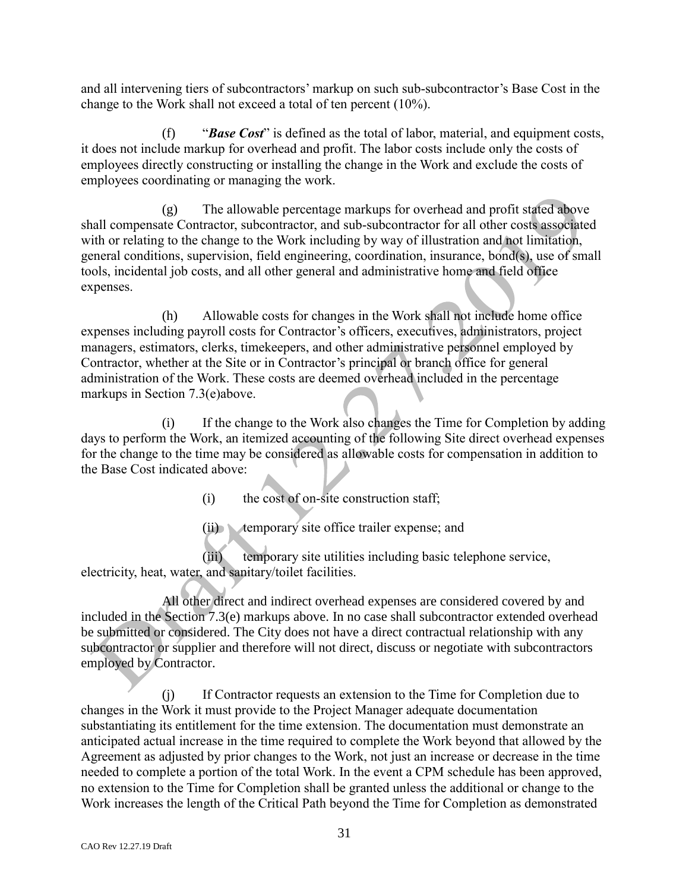and all intervening tiers of subcontractors' markup on such sub-subcontractor's Base Cost in the change to the Work shall not exceed a total of ten percent (10%).

(f) "***Base Cost***" is defined as the total of labor, material, and equipment costs, it does not include markup for overhead and profit. The labor costs include only the costs of employees directly constructing or installing the change in the Work and exclude the costs of employees coordinating or managing the work.

(g) The allowable percentage markups for overhead and profit stated above shall compensate Contractor, subcontractor, and sub-subcontractor for all other costs associated with or relating to the change to the Work including by way of illustration and not limitation, general conditions, supervision, field engineering, coordination, insurance, bond(s), use of small tools, incidental job costs, and all other general and administrative home and field office expenses.

(h) Allowable costs for changes in the Work shall not include home office expenses including payroll costs for Contractor's officers, executives, administrators, project managers, estimators, clerks, timekeepers, and other administrative personnel employed by Contractor, whether at the Site or in Contractor's principal or branch office for general administration of the Work. These costs are deemed overhead included in the percentage markups in Section 7.3(e)above.

(i) If the change to the Work also changes the Time for Completion by adding days to perform the Work, an itemized accounting of the following Site direct overhead expenses for the change to the time may be considered as allowable costs for compensation in addition to the Base Cost indicated above:

(i) the cost of on-site construction staff;

(ii) temporary site office trailer expense; and

(iii) temporary site utilities including basic telephone service, electricity, heat, water, and sanitary/toilet facilities.

All other direct and indirect overhead expenses are considered covered by and included in the Section 7.3(e) markups above. In no case shall subcontractor extended overhead be submitted or considered. The City does not have a direct contractual relationship with any subcontractor or supplier and therefore will not direct, discuss or negotiate with subcontractors employed by Contractor.

(j) If Contractor requests an extension to the Time for Completion due to changes in the Work it must provide to the Project Manager adequate documentation substantiating its entitlement for the time extension. The documentation must demonstrate an anticipated actual increase in the time required to complete the Work beyond that allowed by the Agreement as adjusted by prior changes to the Work, not just an increase or decrease in the time needed to complete a portion of the total Work. In the event a CPM schedule has been approved, no extension to the Time for Completion shall be granted unless the additional or change to the Work increases the length of the Critical Path beyond the Time for Completion as demonstrated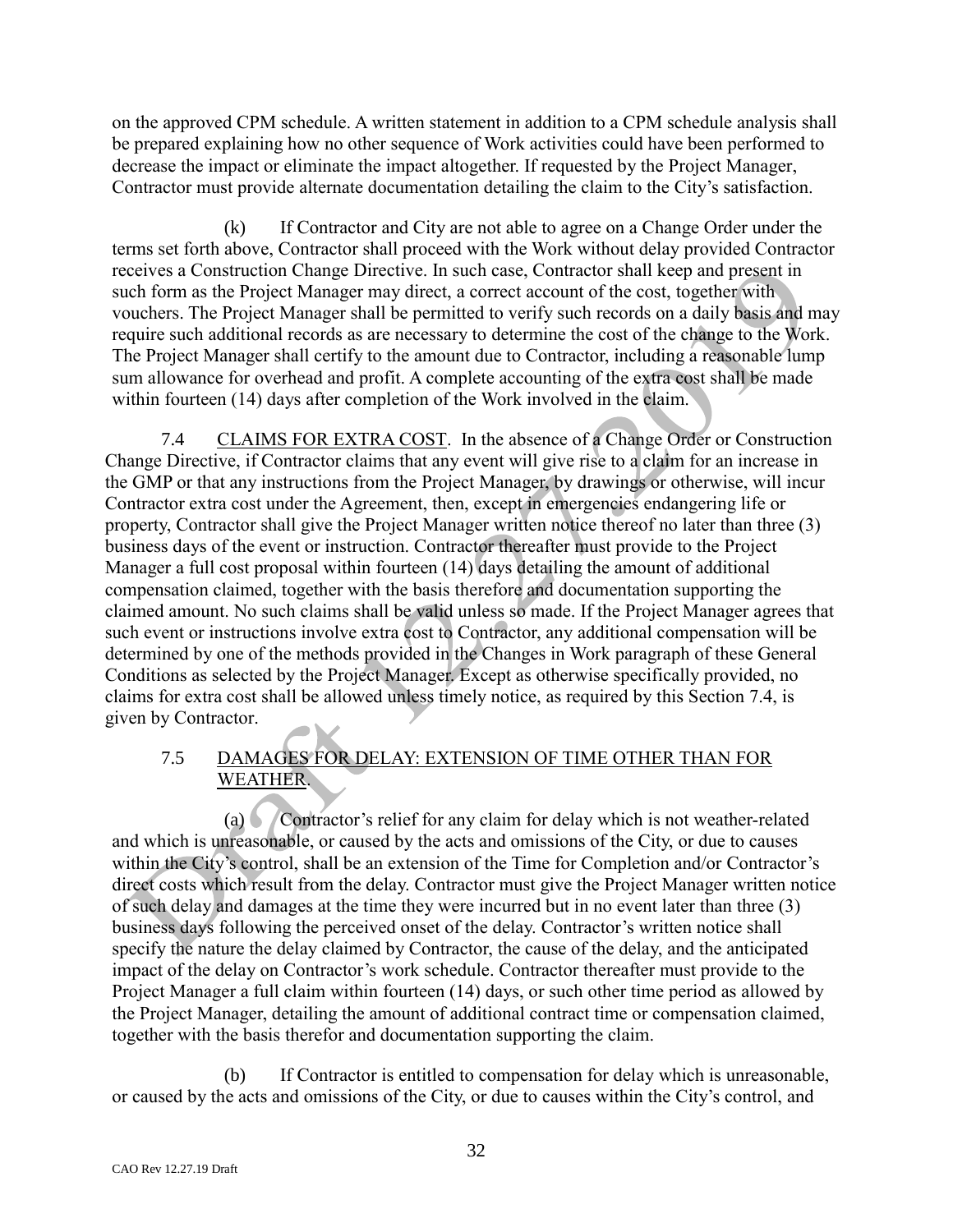on the approved CPM schedule. A written statement in addition to a CPM schedule analysis shall be prepared explaining how no other sequence of Work activities could have been performed to decrease the impact or eliminate the impact altogether. If requested by the Project Manager, Contractor must provide alternate documentation detailing the claim to the City's satisfaction.

(k) If Contractor and City are not able to agree on a Change Order under the terms set forth above, Contractor shall proceed with the Work without delay provided Contractor receives a Construction Change Directive. In such case, Contractor shall keep and present in such form as the Project Manager may direct, a correct account of the cost, together with vouchers. The Project Manager shall be permitted to verify such records on a daily basis and may require such additional records as are necessary to determine the cost of the change to the Work. The Project Manager shall certify to the amount due to Contractor, including a reasonable lump sum allowance for overhead and profit. A complete accounting of the extra cost shall be made within fourteen (14) days after completion of the Work involved in the claim.

7.4 CLAIMS FOR EXTRA COST. In the absence of a Change Order or Construction Change Directive, if Contractor claims that any event will give rise to a claim for an increase in the GMP or that any instructions from the Project Manager, by drawings or otherwise, will incur Contractor extra cost under the Agreement, then, except in emergencies endangering life or property, Contractor shall give the Project Manager written notice thereof no later than three (3) business days of the event or instruction. Contractor thereafter must provide to the Project Manager a full cost proposal within fourteen (14) days detailing the amount of additional compensation claimed, together with the basis therefore and documentation supporting the claimed amount. No such claims shall be valid unless so made. If the Project Manager agrees that such event or instructions involve extra cost to Contractor, any additional compensation will be determined by one of the methods provided in the Changes in Work paragraph of these General Conditions as selected by the Project Manager. Except as otherwise specifically provided, no claims for extra cost shall be allowed unless timely notice, as required by this Section 7.4, is given by Contractor.

7.5 DAMAGES FOR DELAY: EXTENSION OF TIME OTHER THAN FOR WEATHER.

(a) Contractor's relief for any claim for delay which is not weather-related and which is unreasonable, or caused by the acts and omissions of the City, or due to causes within the City's control, shall be an extension of the Time for Completion and/or Contractor's direct costs which result from the delay. Contractor must give the Project Manager written notice of such delay and damages at the time they were incurred but in no event later than three (3) business days following the perceived onset of the delay. Contractor's written notice shall specify the nature the delay claimed by Contractor, the cause of the delay, and the anticipated impact of the delay on Contractor's work schedule. Contractor thereafter must provide to the Project Manager a full claim within fourteen (14) days, or such other time period as allowed by the Project Manager, detailing the amount of additional contract time or compensation claimed, together with the basis therefor and documentation supporting the claim.

(b) If Contractor is entitled to compensation for delay which is unreasonable, or caused by the acts and omissions of the City, or due to causes within the City's control, and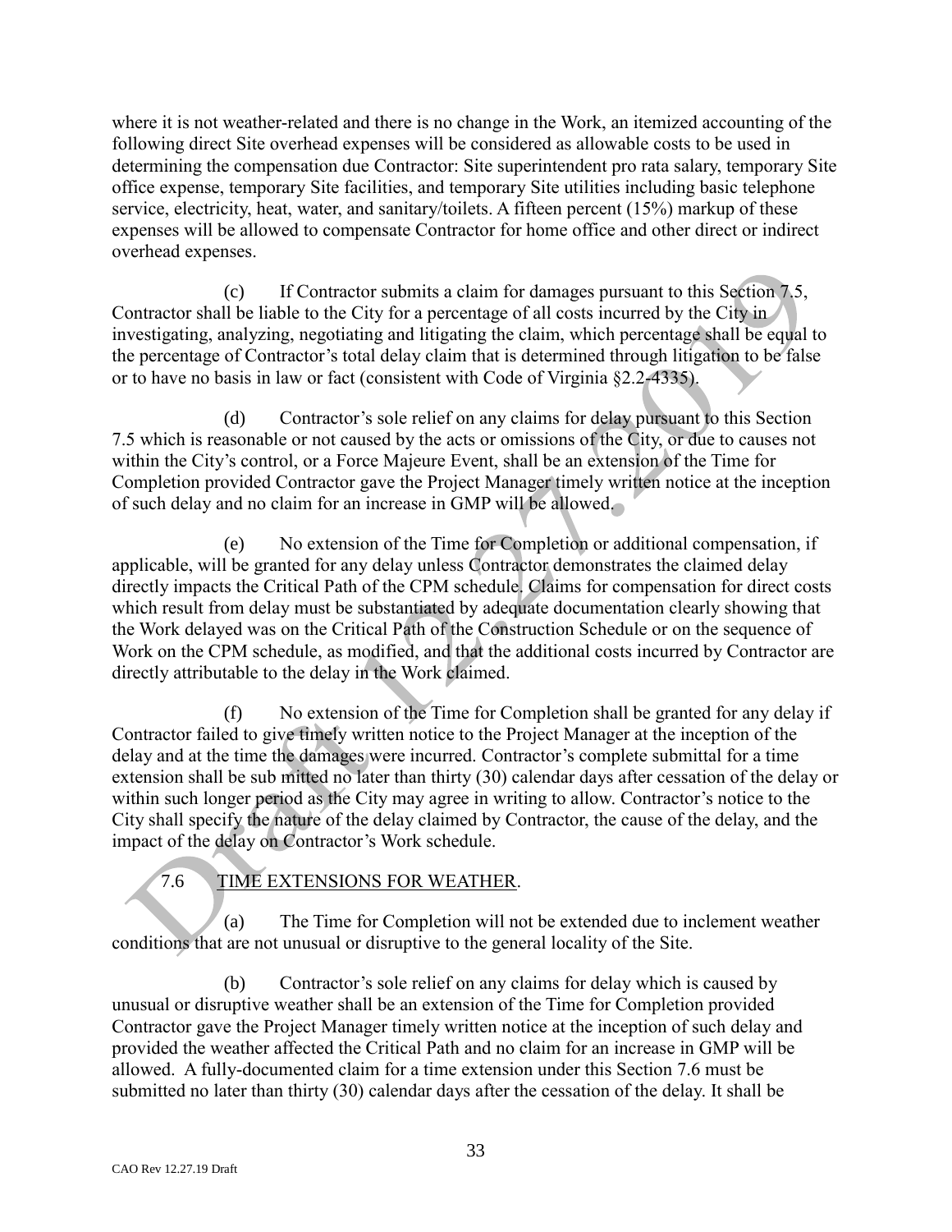where it is not weather-related and there is no change in the Work, an itemized accounting of the following direct Site overhead expenses will be considered as allowable costs to be used in determining the compensation due Contractor: Site superintendent pro rata salary, temporary Site office expense, temporary Site facilities, and temporary Site utilities including basic telephone service, electricity, heat, water, and sanitary/toilets. A fifteen percent (15%) markup of these expenses will be allowed to compensate Contractor for home office and other direct or indirect overhead expenses.

(c) If Contractor submits a claim for damages pursuant to this Section 7.5, Contractor shall be liable to the City for a percentage of all costs incurred by the City in investigating, analyzing, negotiating and litigating the claim, which percentage shall be equal to the percentage of Contractor's total delay claim that is determined through litigation to be false or to have no basis in law or fact (consistent with Code of Virginia §2.2-4335).

(d) Contractor's sole relief on any claims for delay pursuant to this Section 7.5 which is reasonable or not caused by the acts or omissions of the City, or due to causes not within the City's control, or a Force Majeure Event, shall be an extension of the Time for Completion provided Contractor gave the Project Manager timely written notice at the inception of such delay and no claim for an increase in GMP will be allowed.

(e) No extension of the Time for Completion or additional compensation, if applicable, will be granted for any delay unless Contractor demonstrates the claimed delay directly impacts the Critical Path of the CPM schedule. Claims for compensation for direct costs which result from delay must be substantiated by adequate documentation clearly showing that the Work delayed was on the Critical Path of the Construction Schedule or on the sequence of Work on the CPM schedule, as modified, and that the additional costs incurred by Contractor are directly attributable to the delay in the Work claimed.

(f) No extension of the Time for Completion shall be granted for any delay if Contractor failed to give timely written notice to the Project Manager at the inception of the delay and at the time the damages were incurred. Contractor's complete submittal for a time extension shall be sub mitted no later than thirty (30) calendar days after cessation of the delay or within such longer period as the City may agree in writing to allow. Contractor's notice to the City shall specify the nature of the delay claimed by Contractor, the cause of the delay, and the impact of the delay on Contractor's Work schedule.

7.6 TIME EXTENSIONS FOR WEATHER.

(a) The Time for Completion will not be extended due to inclement weather conditions that are not unusual or disruptive to the general locality of the Site.

(b) Contractor's sole relief on any claims for delay which is caused by unusual or disruptive weather shall be an extension of the Time for Completion provided Contractor gave the Project Manager timely written notice at the inception of such delay and provided the weather affected the Critical Path and no claim for an increase in GMP will be allowed. A fully-documented claim for a time extension under this Section 7.6 must be submitted no later than thirty (30) calendar days after the cessation of the delay. It shall be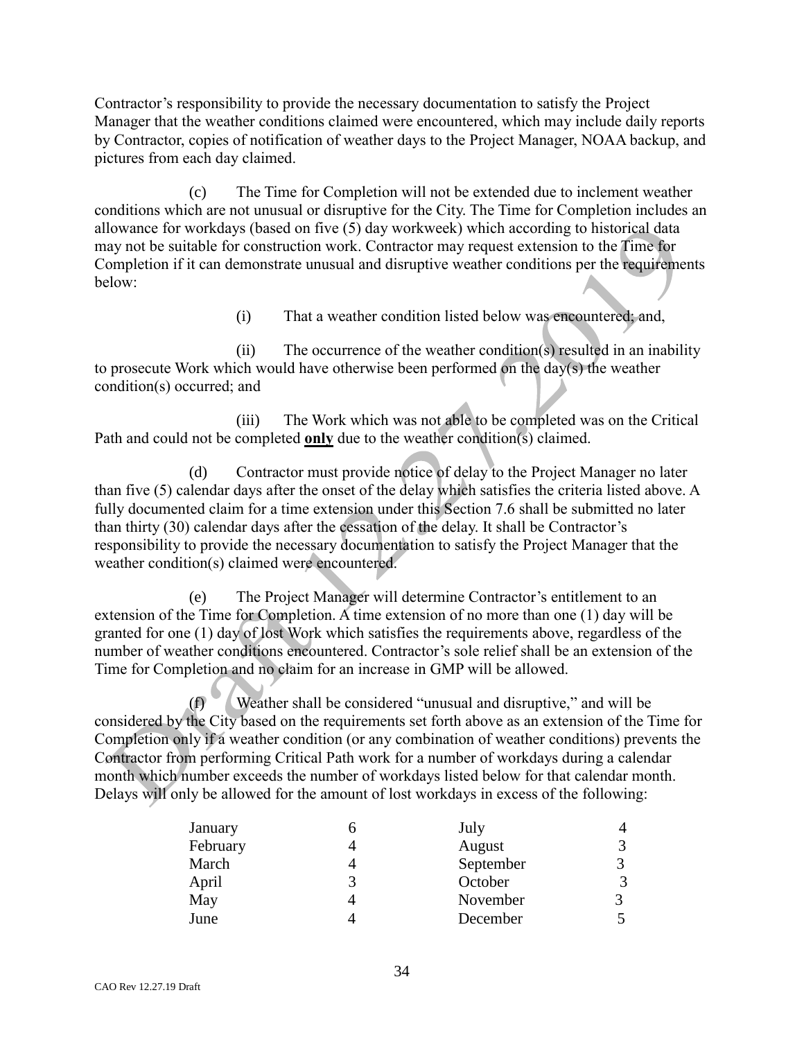Contractor's responsibility to provide the necessary documentation to satisfy the Project Manager that the weather conditions claimed were encountered, which may include daily reports by Contractor, copies of notification of weather days to the Project Manager, NOAA backup, and pictures from each day claimed.

(c) The Time for Completion will not be extended due to inclement weather conditions which are not unusual or disruptive for the City. The Time for Completion includes an allowance for workdays (based on five (5) day workweek) which according to historical data may not be suitable for construction work. Contractor may request extension to the Time for Completion if it can demonstrate unusual and disruptive weather conditions per the requirements below:

(i) That a weather condition listed below was encountered; and,

(ii) The occurrence of the weather condition(s) resulted in an inability to prosecute Work which would have otherwise been performed on the day(s) the weather condition(s) occurred; and

(iii) The Work which was not able to be completed was on the Critical Path and could not be completed **only** due to the weather condition(s) claimed.

(d) Contractor must provide notice of delay to the Project Manager no later than five (5) calendar days after the onset of the delay which satisfies the criteria listed above. A fully documented claim for a time extension under this Section 7.6 shall be submitted no later than thirty (30) calendar days after the cessation of the delay. It shall be Contractor's responsibility to provide the necessary documentation to satisfy the Project Manager that the weather condition(s) claimed were encountered.

(e) The Project Manager will determine Contractor's entitlement to an extension of the Time for Completion. A time extension of no more than one (1) day will be granted for one (1) day of lost Work which satisfies the requirements above, regardless of the number of weather conditions encountered. Contractor's sole relief shall be an extension of the Time for Completion and no claim for an increase in GMP will be allowed.

(f) Weather shall be considered "unusual and disruptive," and will be considered by the City based on the requirements set forth above as an extension of the Time for Completion only if a weather condition (or any combination of weather conditions) prevents the Contractor from performing Critical Path work for a number of workdays during a calendar month which number exceeds the number of workdays listed below for that calendar month. Delays will only be allowed for the amount of lost workdays in excess of the following:

| | | | |
|---|---|---|---|
| January | 6 | July | 4 |
| February | 4 | August | 3 |
| March | 4 | September | 3 |
| April | 3 | October | 3 |
| May | 4 | November | 3 |
| June | 4 | December | 5 |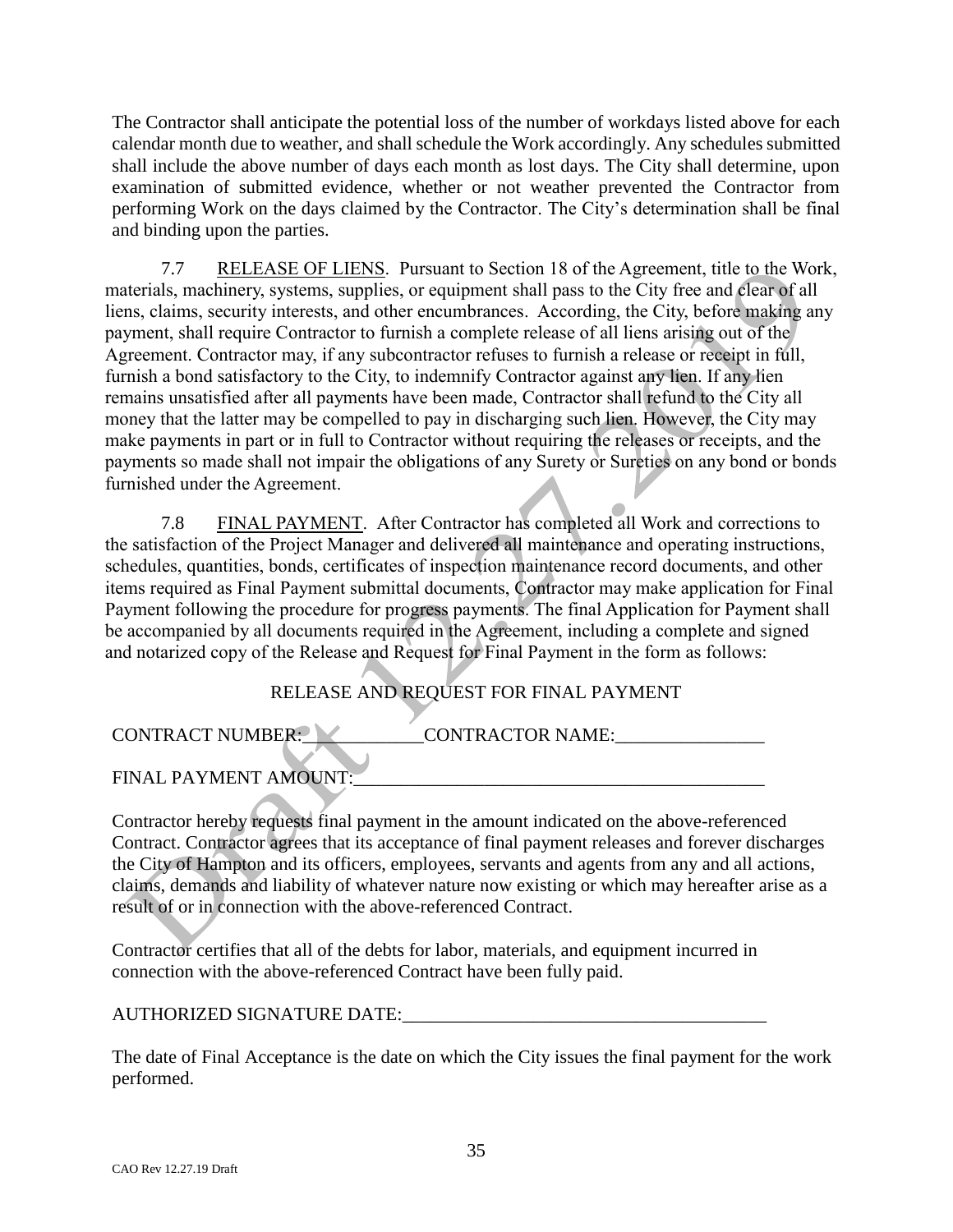The Contractor shall anticipate the potential loss of the number of workdays listed above for each calendar month due to weather, and shall schedule the Work accordingly. Any schedules submitted shall include the above number of days each month as lost days. The City shall determine, upon examination of submitted evidence, whether or not weather prevented the Contractor from performing Work on the days claimed by the Contractor. The City's determination shall be final and binding upon the parties.

7.7 RELEASE OF LIENS. Pursuant to Section 18 of the Agreement, title to the Work, materials, machinery, systems, supplies, or equipment shall pass to the City free and clear of all liens, claims, security interests, and other encumbrances. According, the City, before making any payment, shall require Contractor to furnish a complete release of all liens arising out of the Agreement. Contractor may, if any subcontractor refuses to furnish a release or receipt in full, furnish a bond satisfactory to the City, to indemnify Contractor against any lien. If any lien remains unsatisfied after all payments have been made, Contractor shall refund to the City all money that the latter may be compelled to pay in discharging such lien. However, the City may make payments in part or in full to Contractor without requiring the releases or receipts, and the payments so made shall not impair the obligations of any Surety or Sureties on any bond or bonds furnished under the Agreement.

7.8 FINAL PAYMENT. After Contractor has completed all Work and corrections to the satisfaction of the Project Manager and delivered all maintenance and operating instructions, schedules, quantities, bonds, certificates of inspection maintenance record documents, and other items required as Final Payment submittal documents, Contractor may make application for Final Payment following the procedure for progress payments. The final Application for Payment shall be accompanied by all documents required in the Agreement, including a complete and signed and notarized copy of the Release and Request for Final Payment in the form as follows:

RELEASE AND REQUEST FOR FINAL PAYMENT

CONTRACT NUMBER:\_\_\_\_\_\_\_\_\_\_\_\_\_CONTRACTOR NAME:\_\_\_\_\_\_\_\_\_\_\_\_\_\_\_\_

FINAL PAYMENT AMOUNT:\_\_\_\_\_\_\_\_\_\_\_\_\_\_\_\_\_\_\_\_\_\_\_\_\_\_\_\_\_\_\_\_\_\_\_\_\_\_\_\_\_\_\_\_

Contractor hereby requests final payment in the amount indicated on the above-referenced Contract. Contractor agrees that its acceptance of final payment releases and forever discharges the City of Hampton and its officers, employees, servants and agents from any and all actions, claims, demands and liability of whatever nature now existing or which may hereafter arise as a result of or in connection with the above-referenced Contract.

Contractor certifies that all of the debts for labor, materials, and equipment incurred in connection with the above-referenced Contract have been fully paid.

AUTHORIZED SIGNATURE DATE:\_\_\_\_\_\_\_\_\_\_\_\_\_\_\_\_\_\_\_\_\_\_\_\_\_\_\_\_\_\_\_\_\_\_\_\_\_\_\_

The date of Final Acceptance is the date on which the City issues the final payment for the work performed.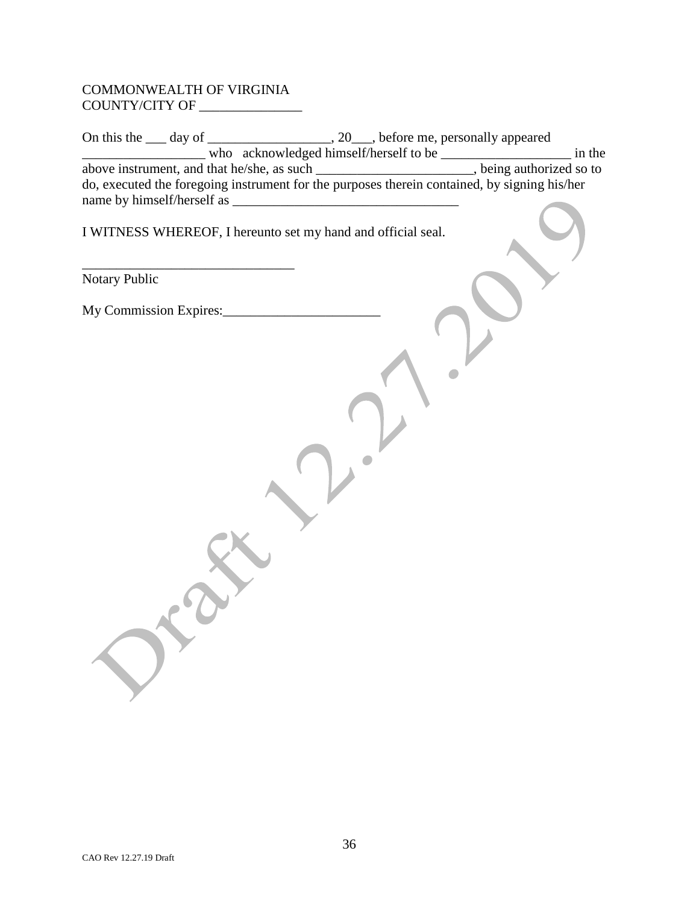COMMONWEALTH OF VIRGINIA
COUNTY/CITY OF _______________

On this the ___ day of __________________, 20___, before me, personally appeared __________________ who acknowledged himself/herself to be ___________________ in the above instrument, and that he/she, as such _______________________, being authorized so to do, executed the foregoing instrument for the purposes therein contained, by signing his/her name by himself/herself as _________________________________

I WITNESS WHEREOF, I hereunto set my hand and official seal.

_______________________________
Notary Public

My Commission Expires:_______________________

Draft 12.27.2019

CAO Rev 12.27.19 Draft